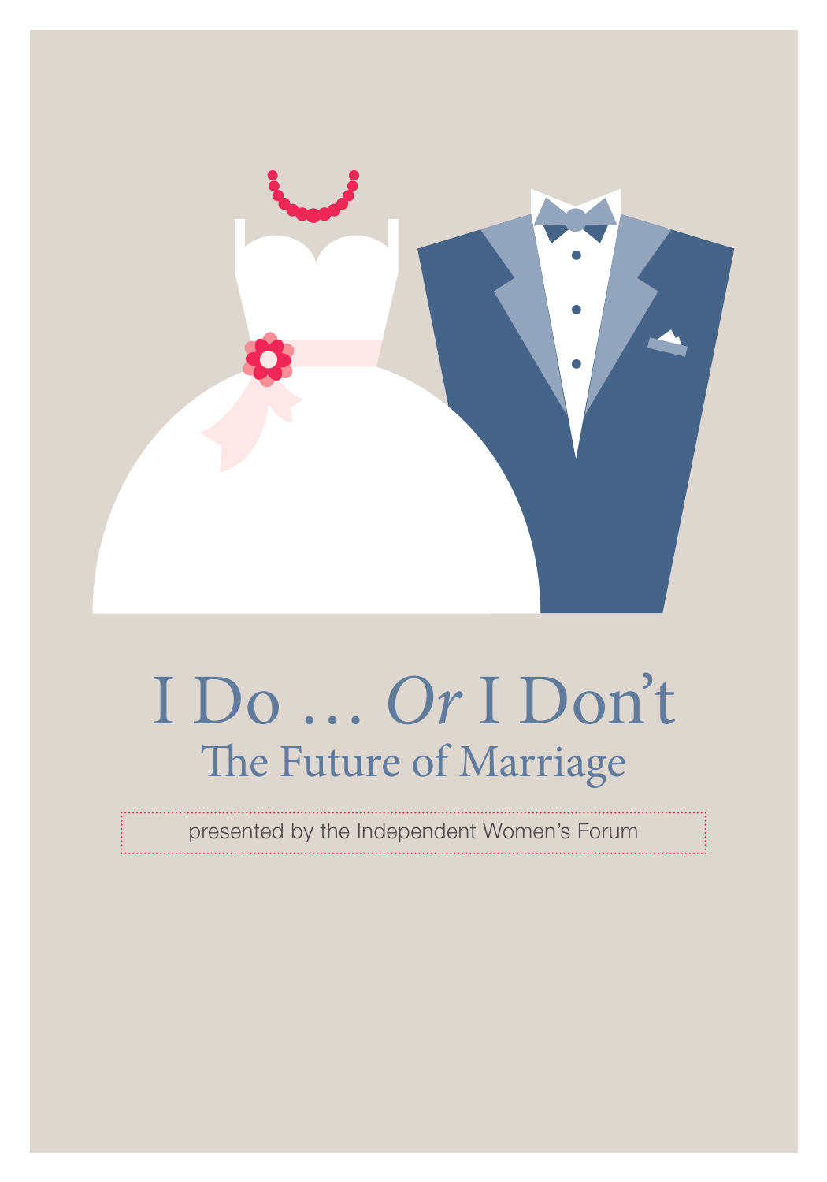# I Do … *Or* I Don't

## The Future of Marriage

presented by the Independent Women's Forum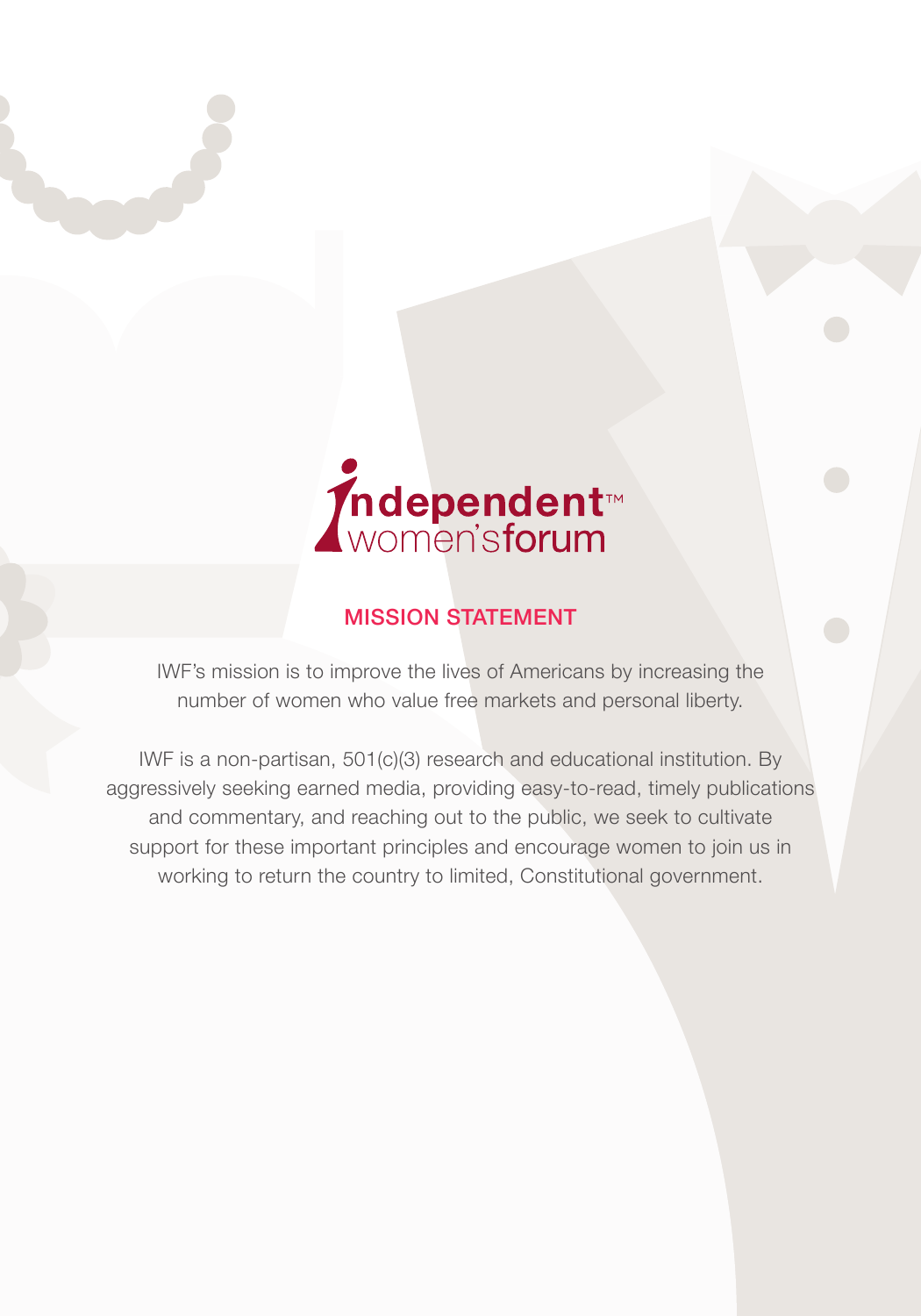independent™ women's forum

## MISSION STATEMENT

IWF's mission is to improve the lives of Americans by increasing the number of women who value free markets and personal liberty.

IWF is a non-partisan, 501(c)(3) research and educational institution. By aggressively seeking earned media, providing easy-to-read, timely publications and commentary, and reaching out to the public, we seek to cultivate support for these important principles and encourage women to join us in working to return the country to limited, Constitutional government.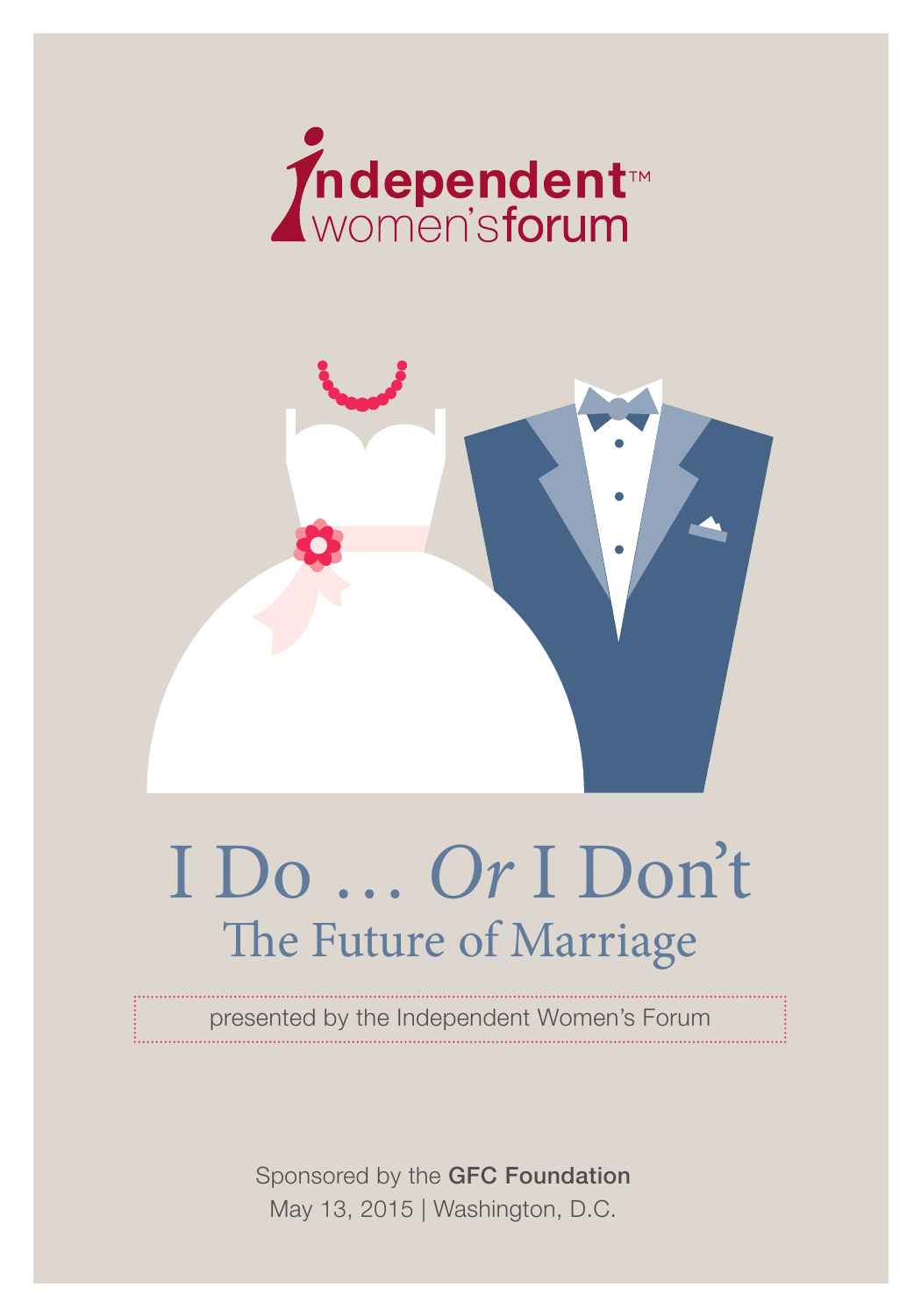independent women's forum

# I Do … *Or* I Don't

## The Future of Marriage

presented by the Independent Women's Forum

Sponsored by the **GFC Foundation**

May 13, 2015 | Washington, D.C.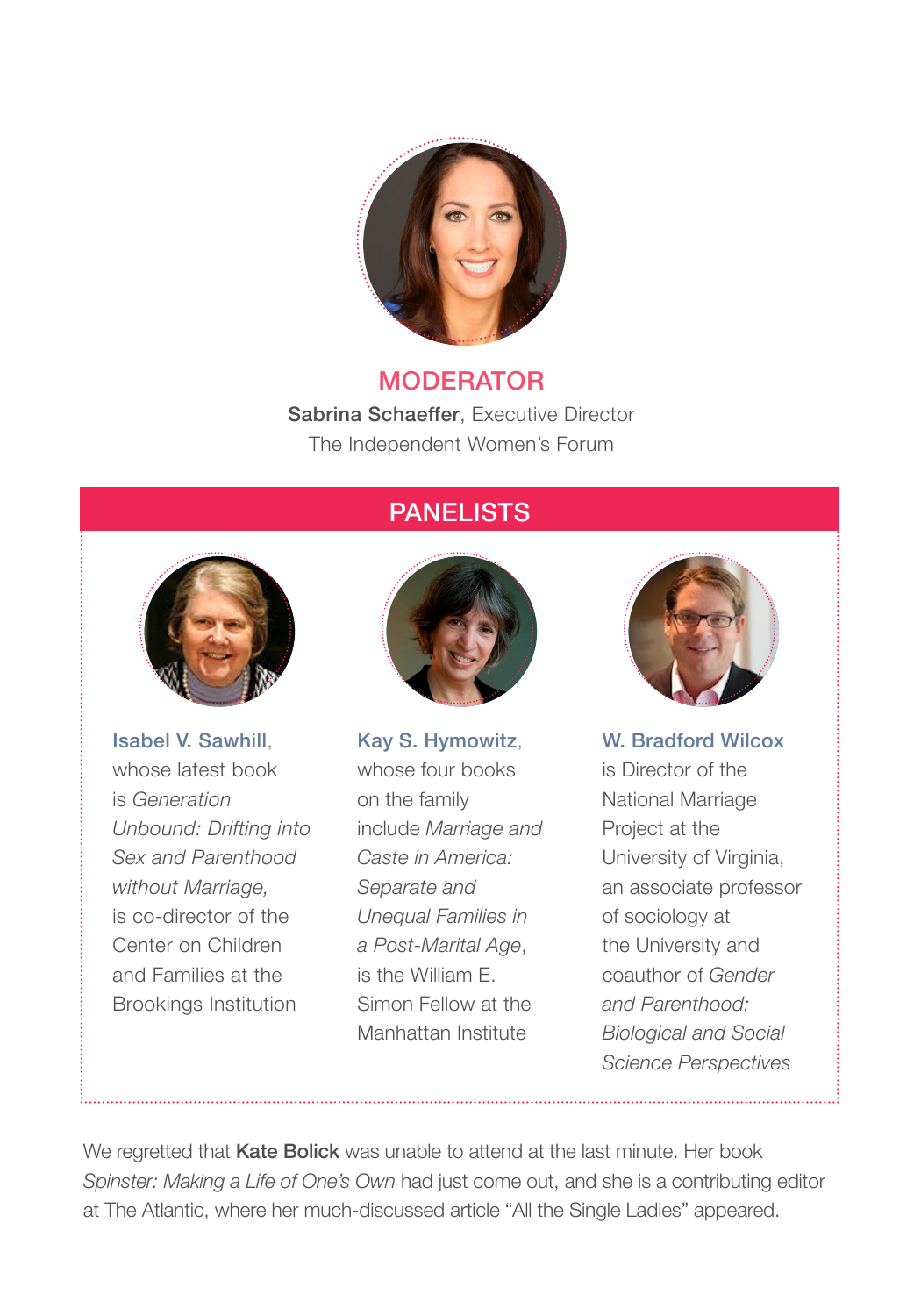## MODERATOR

**Sabrina Schaeffer**, Executive Director
The Independent Women's Forum

## PANELISTS

**Isabel V. Sawhill**, whose latest book is *Generation Unbound: Drifting into Sex and Parenthood without Marriage,* is co-director of the Center on Children and Families at the Brookings Institution

**Kay S. Hymowitz**, whose four books on the family include *Marriage and Caste in America: Separate and Unequal Families in a Post-Marital Age*, is the William E. Simon Fellow at the Manhattan Institute

**W. Bradford Wilcox** is Director of the National Marriage Project at the University of Virginia, an associate professor of sociology at the University and coauthor of *Gender and Parenthood: Biological and Social Science Perspectives*

We regretted that **Kate Bolick** was unable to attend at the last minute. Her book *Spinster: Making a Life of One's Own* had just come out, and she is a contributing editor at The Atlantic, where her much-discussed article "All the Single Ladies" appeared.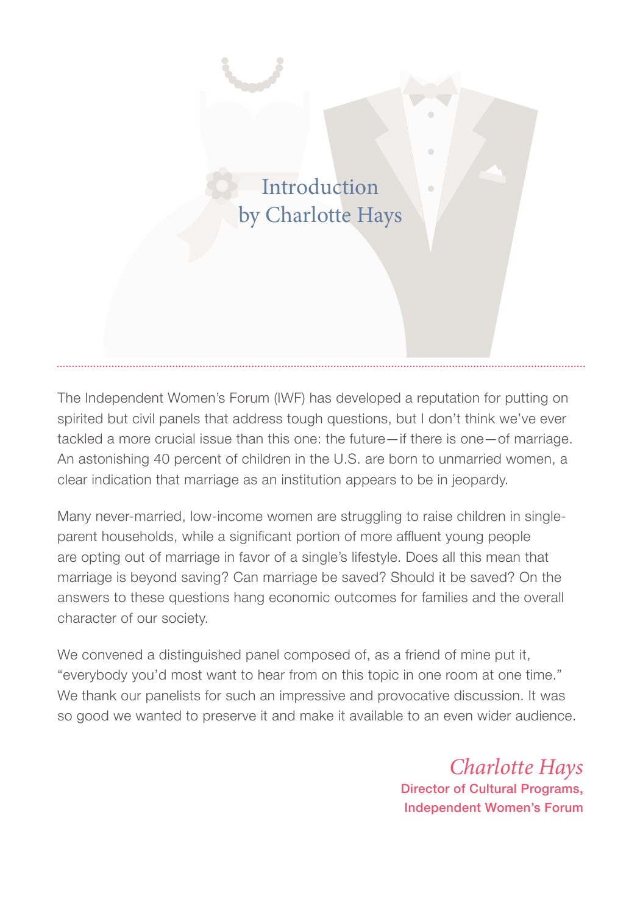# Introduction by Charlotte Hays

The Independent Women's Forum (IWF) has developed a reputation for putting on spirited but civil panels that address tough questions, but I don't think we've ever tackled a more crucial issue than this one: the future—if there is one—of marriage. An astonishing 40 percent of children in the U.S. are born to unmarried women, a clear indication that marriage as an institution appears to be in jeopardy.

Many never-married, low-income women are struggling to raise children in single-parent households, while a significant portion of more affluent young people are opting out of marriage in favor of a single's lifestyle. Does all this mean that marriage is beyond saving? Can marriage be saved? Should it be saved? On the answers to these questions hang economic outcomes for families and the overall character of our society.

We convened a distinguished panel composed of, as a friend of mine put it, "everybody you'd most want to hear from on this topic in one room at one time." We thank our panelists for such an impressive and provocative discussion. It was so good we wanted to preserve it and make it available to an even wider audience.

*Charlotte Hays*
**Director of Cultural Programs, Independent Women's Forum**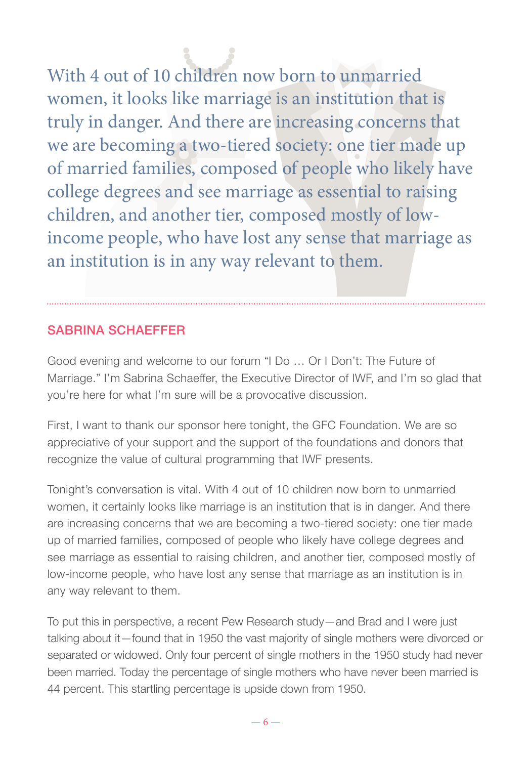> With 4 out of 10 children now born to unmarried women, it looks like marriage is an institution that is truly in danger. And there are increasing concerns that we are becoming a two-tiered society: one tier made up of married families, composed of people who likely have college degrees and see marriage as essential to raising children, and another tier, composed mostly of low-income people, who have lost any sense that marriage as an institution is in any way relevant to them.

## SABRINA SCHAEFFER

Good evening and welcome to our forum "I Do … Or I Don't: The Future of Marriage." I'm Sabrina Schaeffer, the Executive Director of IWF, and I'm so glad that you're here for what I'm sure will be a provocative discussion.

First, I want to thank our sponsor here tonight, the GFC Foundation. We are so appreciative of your support and the support of the foundations and donors that recognize the value of cultural programming that IWF presents.

Tonight's conversation is vital. With 4 out of 10 children now born to unmarried women, it certainly looks like marriage is an institution that is in danger. And there are increasing concerns that we are becoming a two-tiered society: one tier made up of married families, composed of people who likely have college degrees and see marriage as essential to raising children, and another tier, composed mostly of low-income people, who have lost any sense that marriage as an institution is in any way relevant to them.

To put this in perspective, a recent Pew Research study—and Brad and I were just talking about it—found that in 1950 the vast majority of single mothers were divorced or separated or widowed. Only four percent of single mothers in the 1950 study had never been married. Today the percentage of single mothers who have never been married is 44 percent. This startling percentage is upside down from 1950.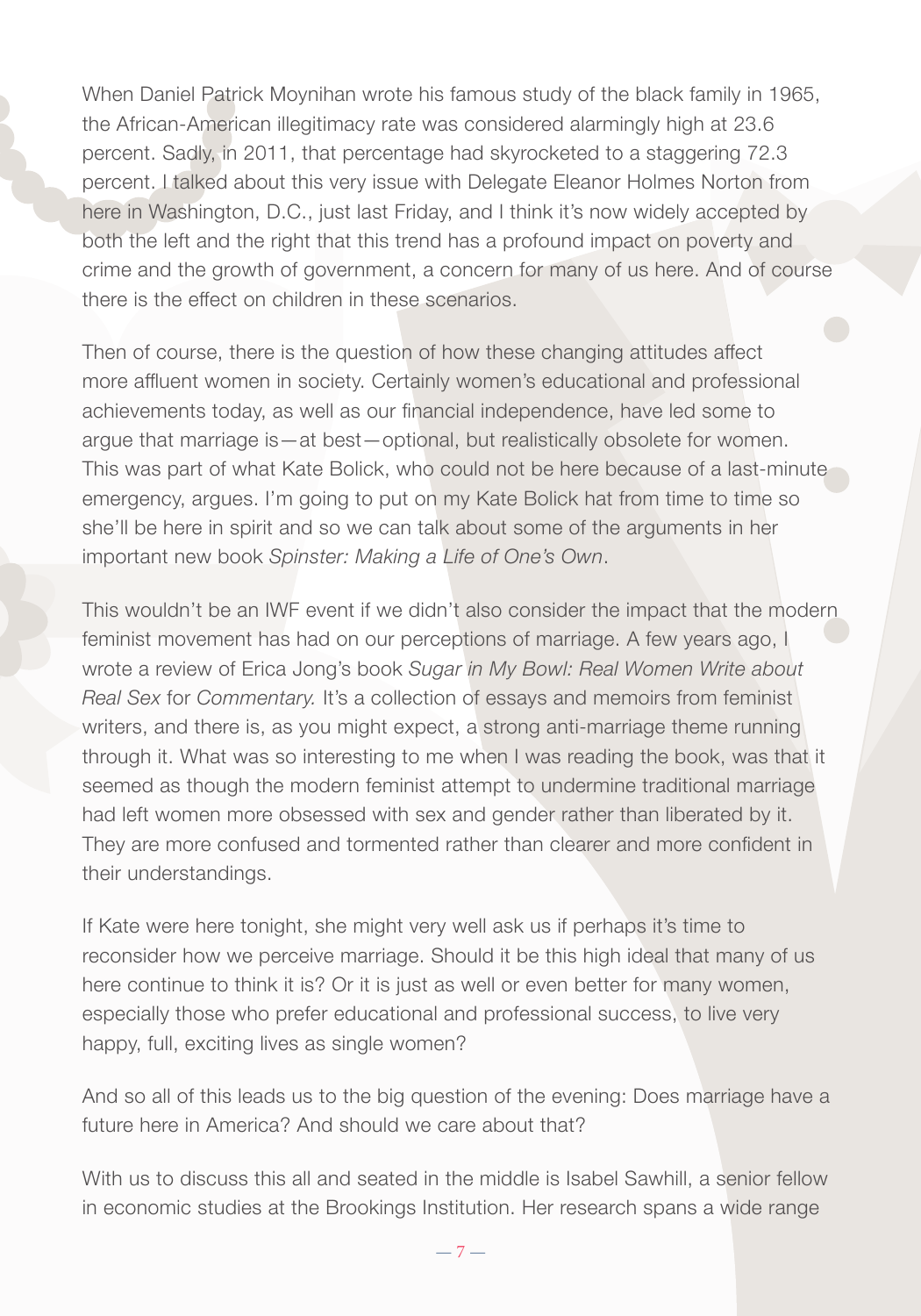When Daniel Patrick Moynihan wrote his famous study of the black family in 1965, the African-American illegitimacy rate was considered alarmingly high at 23.6 percent. Sadly, in 2011, that percentage had skyrocketed to a staggering 72.3 percent. I talked about this very issue with Delegate Eleanor Holmes Norton from here in Washington, D.C., just last Friday, and I think it's now widely accepted by both the left and the right that this trend has a profound impact on poverty and crime and the growth of government, a concern for many of us here. And of course there is the effect on children in these scenarios.

Then of course, there is the question of how these changing attitudes affect more affluent women in society. Certainly women's educational and professional achievements today, as well as our financial independence, have led some to argue that marriage is—at best—optional, but realistically obsolete for women. This was part of what Kate Bolick, who could not be here because of a last-minute emergency, argues. I'm going to put on my Kate Bolick hat from time to time so she'll be here in spirit and so we can talk about some of the arguments in her important new book *Spinster: Making a Life of One's Own*.

This wouldn't be an IWF event if we didn't also consider the impact that the modern feminist movement has had on our perceptions of marriage. A few years ago, I wrote a review of Erica Jong's book *Sugar in My Bowl: Real Women Write about Real Sex* for *Commentary.* It's a collection of essays and memoirs from feminist writers, and there is, as you might expect, a strong anti-marriage theme running through it. What was so interesting to me when I was reading the book, was that it seemed as though the modern feminist attempt to undermine traditional marriage had left women more obsessed with sex and gender rather than liberated by it. They are more confused and tormented rather than clearer and more confident in their understandings.

If Kate were here tonight, she might very well ask us if perhaps it's time to reconsider how we perceive marriage. Should it be this high ideal that many of us here continue to think it is? Or it is just as well or even better for many women, especially those who prefer educational and professional success, to live very happy, full, exciting lives as single women?

And so all of this leads us to the big question of the evening: Does marriage have a future here in America? And should we care about that?

With us to discuss this all and seated in the middle is Isabel Sawhill, a senior fellow in economic studies at the Brookings Institution. Her research spans a wide range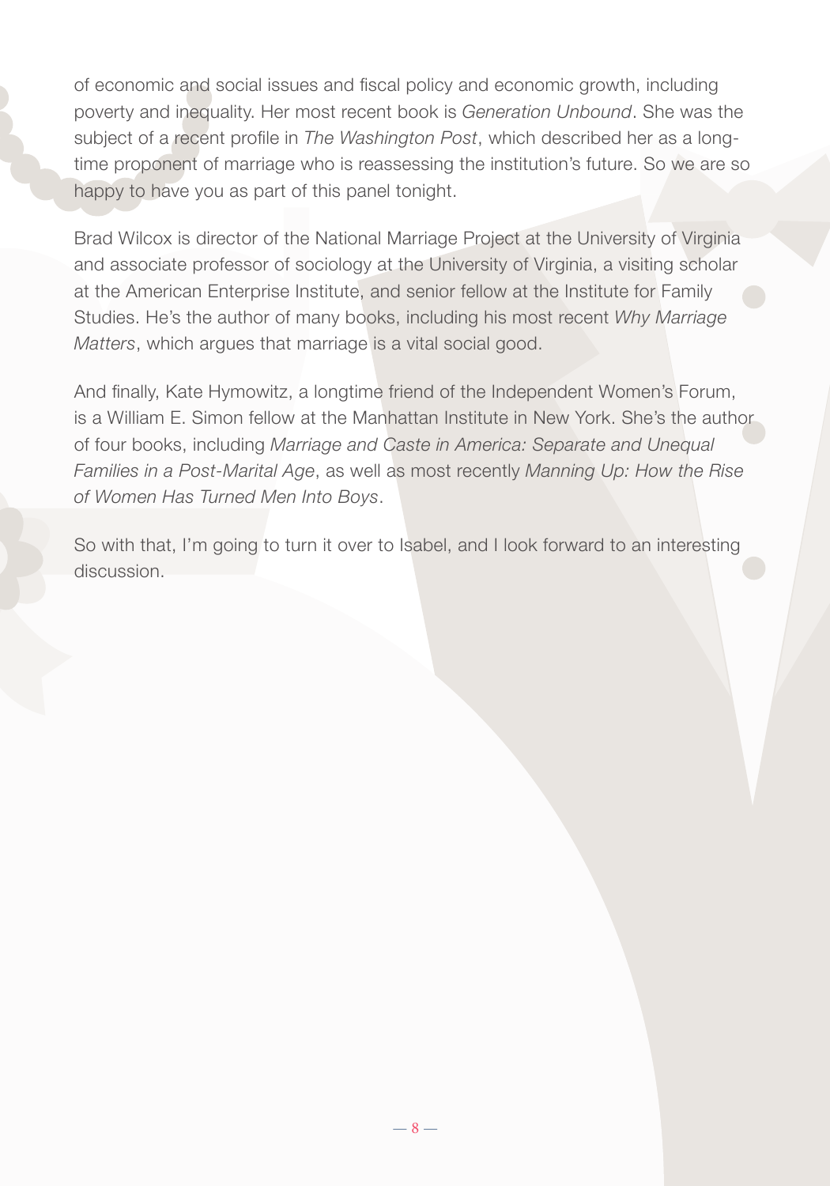of economic and social issues and fiscal policy and economic growth, including poverty and inequality. Her most recent book is *Generation Unbound*. She was the subject of a recent profile in *The Washington Post*, which described her as a long-time proponent of marriage who is reassessing the institution's future. So we are so happy to have you as part of this panel tonight.

Brad Wilcox is director of the National Marriage Project at the University of Virginia and associate professor of sociology at the University of Virginia, a visiting scholar at the American Enterprise Institute, and senior fellow at the Institute for Family Studies. He's the author of many books, including his most recent *Why Marriage Matters*, which argues that marriage is a vital social good.

And finally, Kate Hymowitz, a longtime friend of the Independent Women's Forum, is a William E. Simon fellow at the Manhattan Institute in New York. She's the author of four books, including *Marriage and Caste in America: Separate and Unequal Families in a Post-Marital Age*, as well as most recently *Manning Up: How the Rise of Women Has Turned Men Into Boys*.

So with that, I'm going to turn it over to Isabel, and I look forward to an interesting discussion.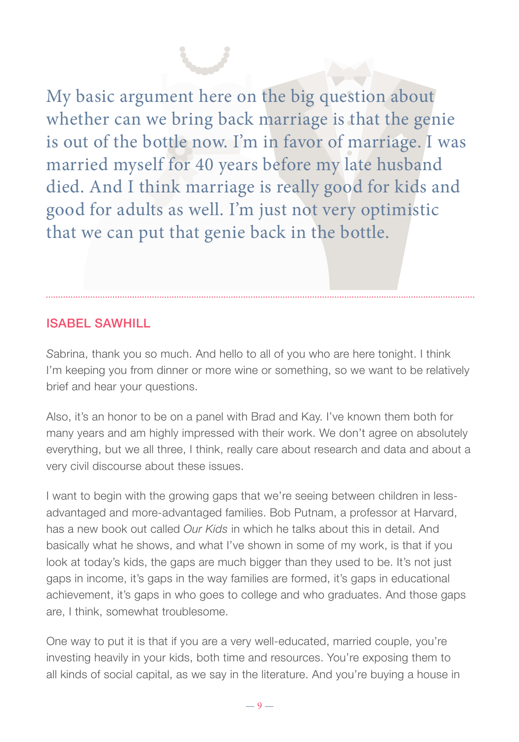> My basic argument here on the big question about whether can we bring back marriage is that the genie is out of the bottle now. I'm in favor of marriage. I was married myself for 40 years before my late husband died. And I think marriage is really good for kids and good for adults as well. I'm just not very optimistic that we can put that genie back in the bottle.

---

## ISABEL SAWHILL

Sabrina, thank you so much. And hello to all of you who are here tonight. I think I'm keeping you from dinner or more wine or something, so we want to be relatively brief and hear your questions.

Also, it's an honor to be on a panel with Brad and Kay. I've known them both for many years and am highly impressed with their work. We don't agree on absolutely everything, but we all three, I think, really care about research and data and about a very civil discourse about these issues.

I want to begin with the growing gaps that we're seeing between children in less-advantaged and more-advantaged families. Bob Putnam, a professor at Harvard, has a new book out called *Our Kids* in which he talks about this in detail. And basically what he shows, and what I've shown in some of my work, is that if you look at today's kids, the gaps are much bigger than they used to be. It's not just gaps in income, it's gaps in the way families are formed, it's gaps in educational achievement, it's gaps in who goes to college and who graduates. And those gaps are, I think, somewhat troublesome.

One way to put it is that if you are a very well-educated, married couple, you're investing heavily in your kids, both time and resources. You're exposing them to all kinds of social capital, as we say in the literature. And you're buying a house in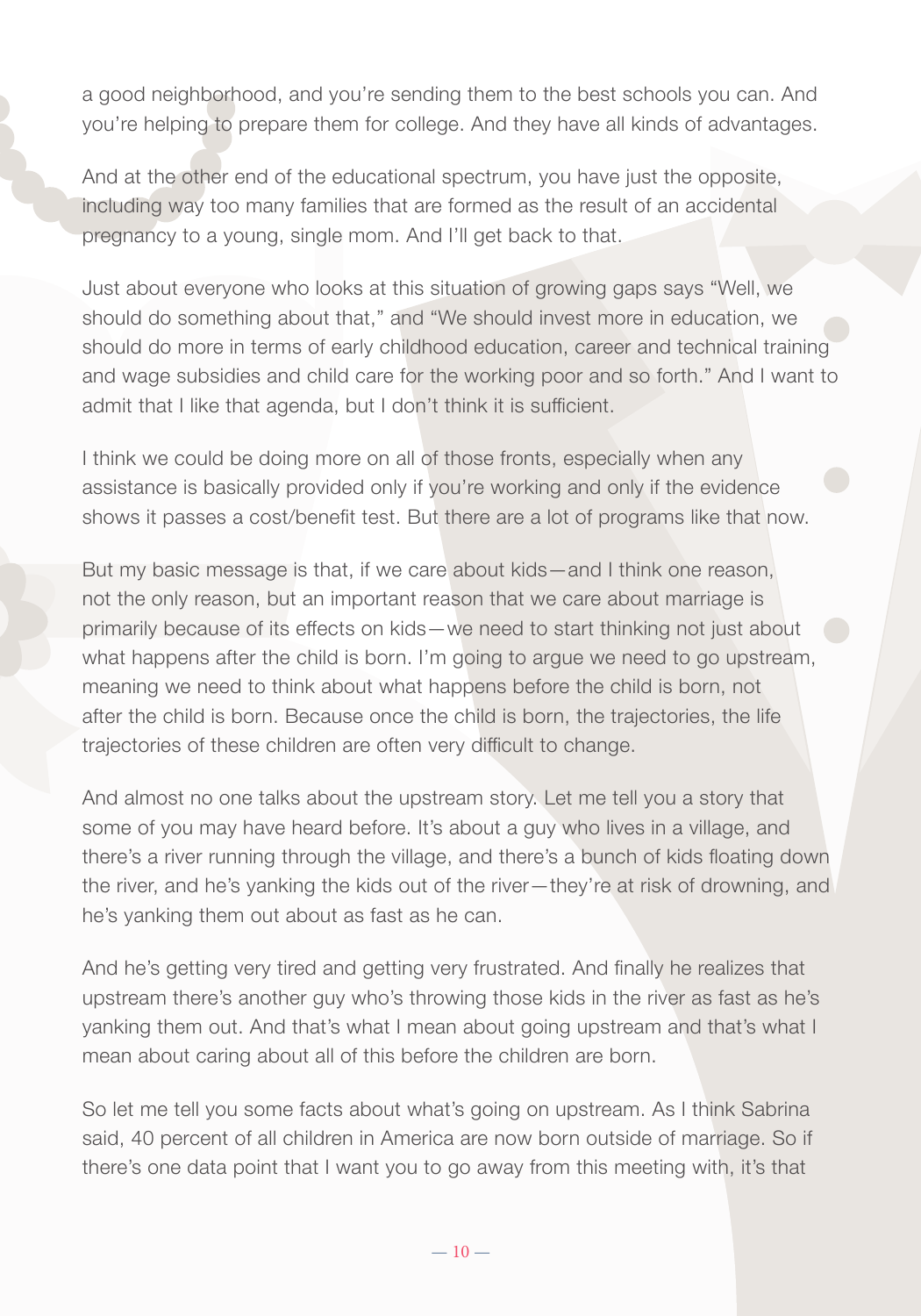a good neighborhood, and you're sending them to the best schools you can. And you're helping to prepare them for college. And they have all kinds of advantages.

And at the other end of the educational spectrum, you have just the opposite, including way too many families that are formed as the result of an accidental pregnancy to a young, single mom. And I'll get back to that.

Just about everyone who looks at this situation of growing gaps says "Well, we should do something about that," and "We should invest more in education, we should do more in terms of early childhood education, career and technical training and wage subsidies and child care for the working poor and so forth." And I want to admit that I like that agenda, but I don't think it is sufficient.

I think we could be doing more on all of those fronts, especially when any assistance is basically provided only if you're working and only if the evidence shows it passes a cost/benefit test. But there are a lot of programs like that now.

But my basic message is that, if we care about kids—and I think one reason, not the only reason, but an important reason that we care about marriage is primarily because of its effects on kids—we need to start thinking not just about what happens after the child is born. I'm going to argue we need to go upstream, meaning we need to think about what happens before the child is born, not after the child is born. Because once the child is born, the trajectories, the life trajectories of these children are often very difficult to change.

And almost no one talks about the upstream story. Let me tell you a story that some of you may have heard before. It's about a guy who lives in a village, and there's a river running through the village, and there's a bunch of kids floating down the river, and he's yanking the kids out of the river—they're at risk of drowning, and he's yanking them out about as fast as he can.

And he's getting very tired and getting very frustrated. And finally he realizes that upstream there's another guy who's throwing those kids in the river as fast as he's yanking them out. And that's what I mean about going upstream and that's what I mean about caring about all of this before the children are born.

So let me tell you some facts about what's going on upstream. As I think Sabrina said, 40 percent of all children in America are now born outside of marriage. So if there's one data point that I want you to go away from this meeting with, it's that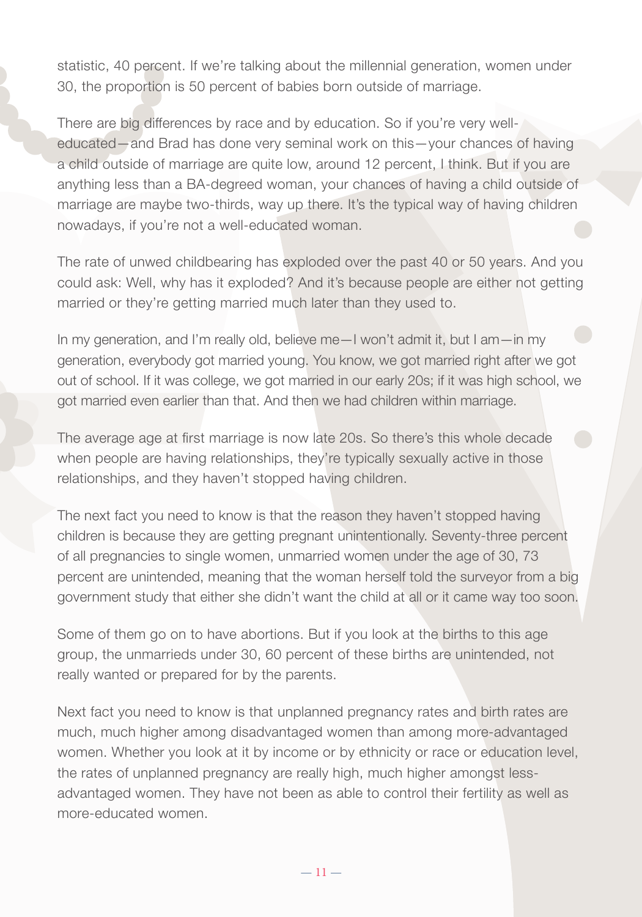statistic, 40 percent. If we're talking about the millennial generation, women under 30, the proportion is 50 percent of babies born outside of marriage.

There are big differences by race and by education. So if you're very well-educated—and Brad has done very seminal work on this—your chances of having a child outside of marriage are quite low, around 12 percent, I think. But if you are anything less than a BA-degreed woman, your chances of having a child outside of marriage are maybe two-thirds, way up there. It's the typical way of having children nowadays, if you're not a well-educated woman.

The rate of unwed childbearing has exploded over the past 40 or 50 years. And you could ask: Well, why has it exploded? And it's because people are either not getting married or they're getting married much later than they used to.

In my generation, and I'm really old, believe me—I won't admit it, but I am—in my generation, everybody got married young. You know, we got married right after we got out of school. If it was college, we got married in our early 20s; if it was high school, we got married even earlier than that. And then we had children within marriage.

The average age at first marriage is now late 20s. So there's this whole decade when people are having relationships, they're typically sexually active in those relationships, and they haven't stopped having children.

The next fact you need to know is that the reason they haven't stopped having children is because they are getting pregnant unintentionally. Seventy-three percent of all pregnancies to single women, unmarried women under the age of 30, 73 percent are unintended, meaning that the woman herself told the surveyor from a big government study that either she didn't want the child at all or it came way too soon.

Some of them go on to have abortions. But if you look at the births to this age group, the unmarrieds under 30, 60 percent of these births are unintended, not really wanted or prepared for by the parents.

Next fact you need to know is that unplanned pregnancy rates and birth rates are much, much higher among disadvantaged women than among more-advantaged women. Whether you look at it by income or by ethnicity or race or education level, the rates of unplanned pregnancy are really high, much higher amongst less-advantaged women. They have not been as able to control their fertility as well as more-educated women.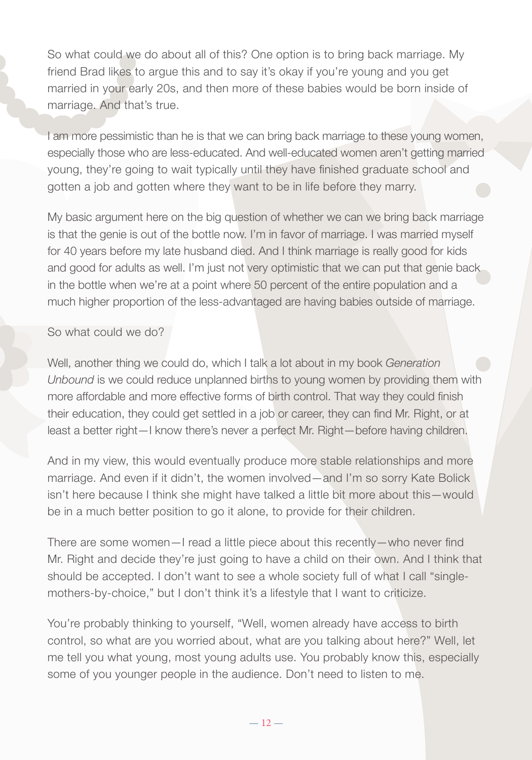So what could we do about all of this? One option is to bring back marriage. My friend Brad likes to argue this and to say it's okay if you're young and you get married in your early 20s, and then more of these babies would be born inside of marriage. And that's true.

I am more pessimistic than he is that we can bring back marriage to these young women, especially those who are less-educated. And well-educated women aren't getting married young, they're going to wait typically until they have finished graduate school and gotten a job and gotten where they want to be in life before they marry.

My basic argument here on the big question of whether we can we bring back marriage is that the genie is out of the bottle now. I'm in favor of marriage. I was married myself for 40 years before my late husband died. And I think marriage is really good for kids and good for adults as well. I'm just not very optimistic that we can put that genie back in the bottle when we're at a point where 50 percent of the entire population and a much higher proportion of the less-advantaged are having babies outside of marriage.

So what could we do?

Well, another thing we could do, which I talk a lot about in my book *Generation Unbound* is we could reduce unplanned births to young women by providing them with more affordable and more effective forms of birth control. That way they could finish their education, they could get settled in a job or career, they can find Mr. Right, or at least a better right—I know there's never a perfect Mr. Right—before having children.

And in my view, this would eventually produce more stable relationships and more marriage. And even if it didn't, the women involved—and I'm so sorry Kate Bolick isn't here because I think she might have talked a little bit more about this—would be in a much better position to go it alone, to provide for their children.

There are some women—I read a little piece about this recently—who never find Mr. Right and decide they're just going to have a child on their own. And I think that should be accepted. I don't want to see a whole society full of what I call "single-mothers-by-choice," but I don't think it's a lifestyle that I want to criticize.

You're probably thinking to yourself, "Well, women already have access to birth control, so what are you worried about, what are you talking about here?" Well, let me tell you what young, most young adults use. You probably know this, especially some of you younger people in the audience. Don't need to listen to me.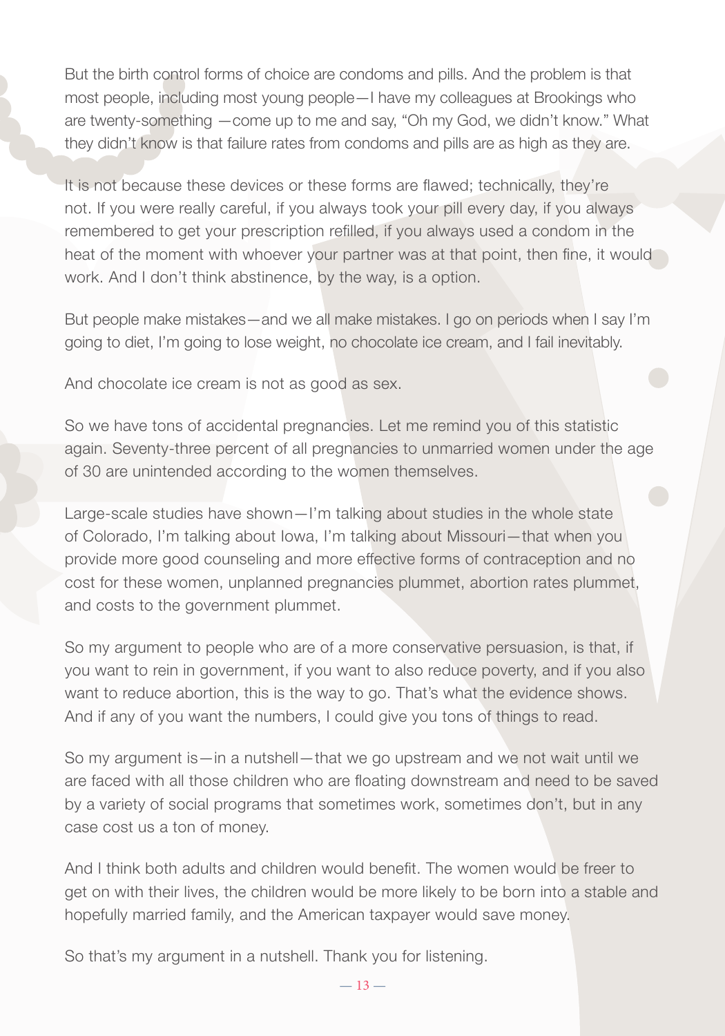But the birth control forms of choice are condoms and pills. And the problem is that most people, including most young people—I have my colleagues at Brookings who are twenty-something —come up to me and say, "Oh my God, we didn't know." What they didn't know is that failure rates from condoms and pills are as high as they are.

It is not because these devices or these forms are flawed; technically, they're not. If you were really careful, if you always took your pill every day, if you always remembered to get your prescription refilled, if you always used a condom in the heat of the moment with whoever your partner was at that point, then fine, it would work. And I don't think abstinence, by the way, is a option.

But people make mistakes—and we all make mistakes. I go on periods when I say I'm going to diet, I'm going to lose weight, no chocolate ice cream, and I fail inevitably.

And chocolate ice cream is not as good as sex.

So we have tons of accidental pregnancies. Let me remind you of this statistic again. Seventy-three percent of all pregnancies to unmarried women under the age of 30 are unintended according to the women themselves.

Large-scale studies have shown—I'm talking about studies in the whole state of Colorado, I'm talking about Iowa, I'm talking about Missouri—that when you provide more good counseling and more effective forms of contraception and no cost for these women, unplanned pregnancies plummet, abortion rates plummet, and costs to the government plummet.

So my argument to people who are of a more conservative persuasion, is that, if you want to rein in government, if you want to also reduce poverty, and if you also want to reduce abortion, this is the way to go. That's what the evidence shows. And if any of you want the numbers, I could give you tons of things to read.

So my argument is—in a nutshell—that we go upstream and we not wait until we are faced with all those children who are floating downstream and need to be saved by a variety of social programs that sometimes work, sometimes don't, but in any case cost us a ton of money.

And I think both adults and children would benefit. The women would be freer to get on with their lives, the children would be more likely to be born into a stable and hopefully married family, and the American taxpayer would save money.

So that's my argument in a nutshell. Thank you for listening.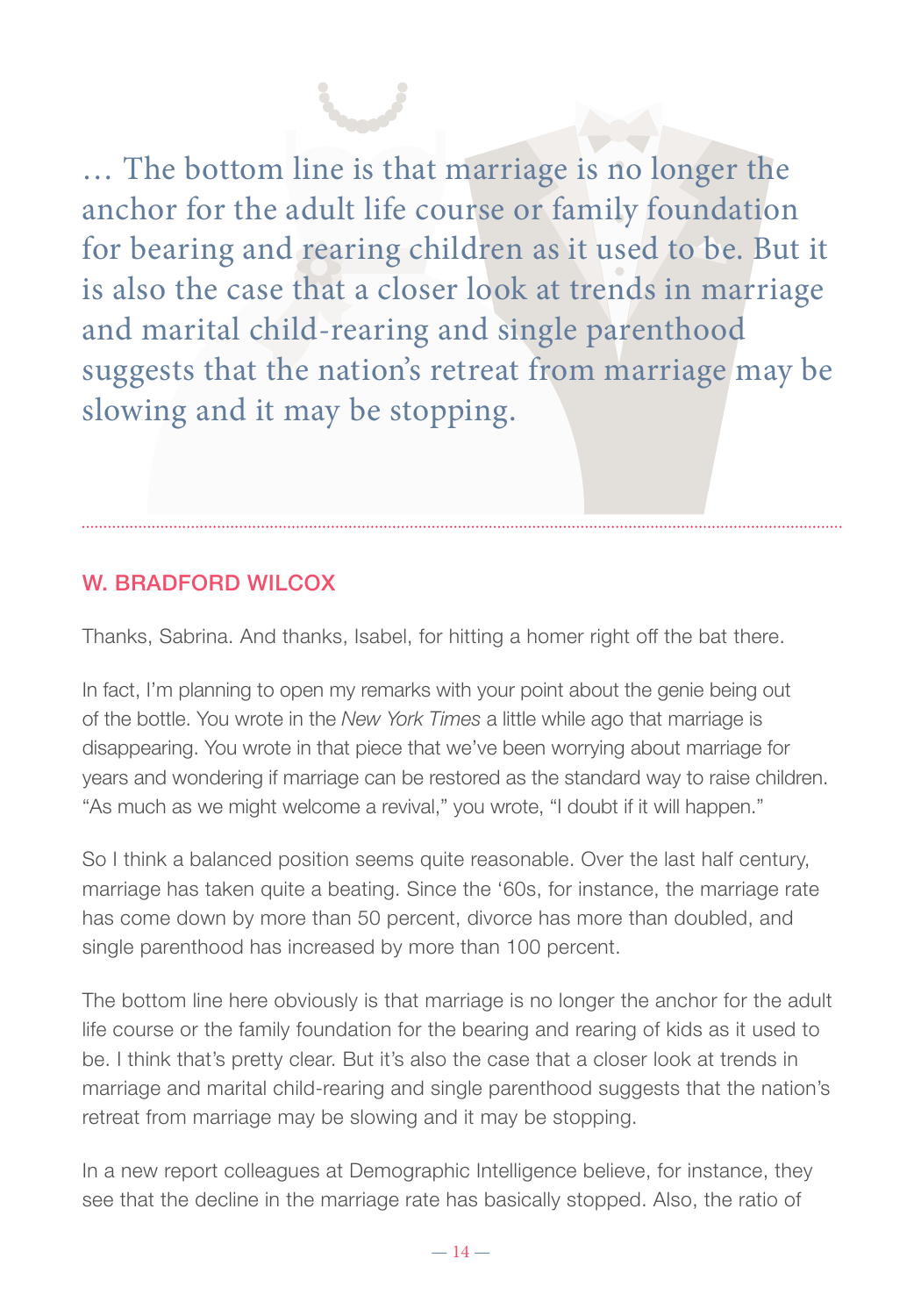> … The bottom line is that marriage is no longer the anchor for the adult life course or family foundation for bearing and rearing children as it used to be. But it is also the case that a closer look at trends in marriage and marital child-rearing and single parenthood suggests that the nation's retreat from marriage may be slowing and it may be stopping.

---

## W. BRADFORD WILCOX

Thanks, Sabrina. And thanks, Isabel, for hitting a homer right off the bat there.

In fact, I'm planning to open my remarks with your point about the genie being out of the bottle. You wrote in the *New York Times* a little while ago that marriage is disappearing. You wrote in that piece that we've been worrying about marriage for years and wondering if marriage can be restored as the standard way to raise children. "As much as we might welcome a revival," you wrote, "I doubt if it will happen."

So I think a balanced position seems quite reasonable. Over the last half century, marriage has taken quite a beating. Since the '60s, for instance, the marriage rate has come down by more than 50 percent, divorce has more than doubled, and single parenthood has increased by more than 100 percent.

The bottom line here obviously is that marriage is no longer the anchor for the adult life course or the family foundation for the bearing and rearing of kids as it used to be. I think that's pretty clear. But it's also the case that a closer look at trends in marriage and marital child-rearing and single parenthood suggests that the nation's retreat from marriage may be slowing and it may be stopping.

In a new report colleagues at Demographic Intelligence believe, for instance, they see that the decline in the marriage rate has basically stopped. Also, the ratio of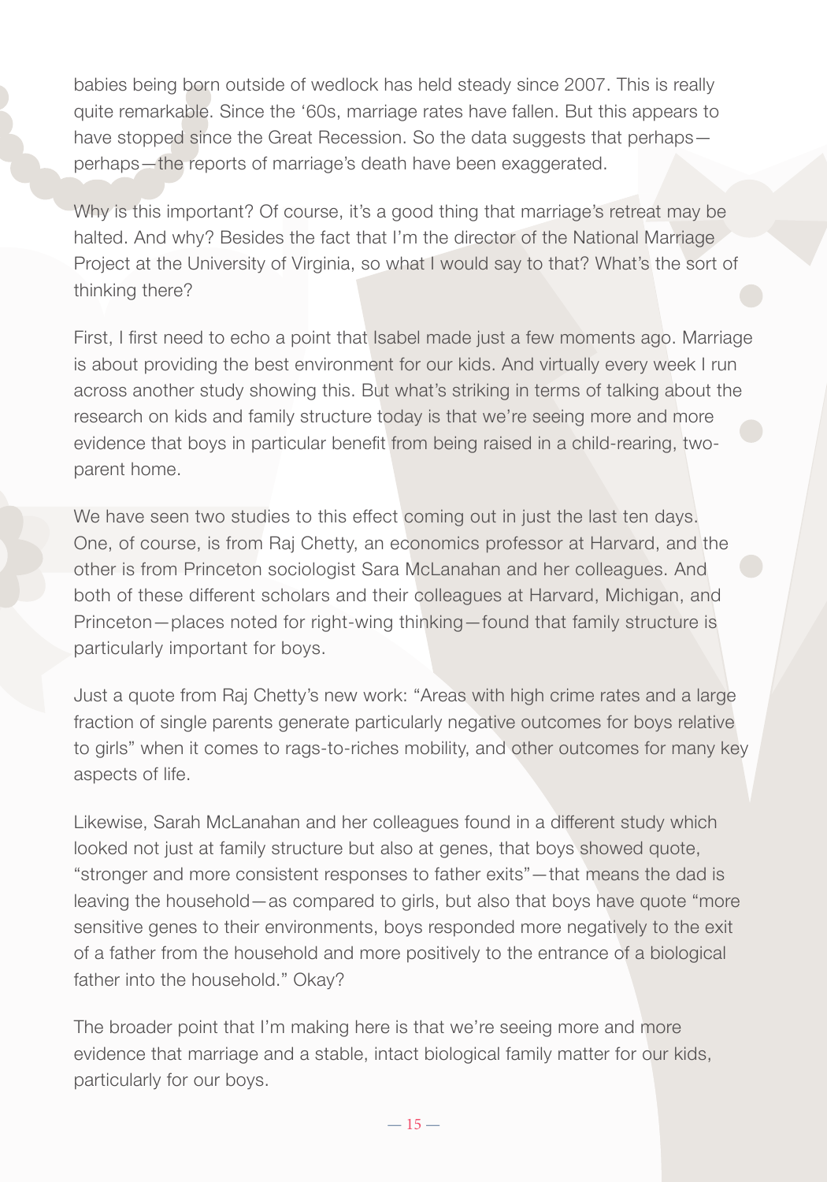babies being born outside of wedlock has held steady since 2007. This is really quite remarkable. Since the '60s, marriage rates have fallen. But this appears to have stopped since the Great Recession. So the data suggests that perhaps—perhaps—the reports of marriage's death have been exaggerated.

Why is this important? Of course, it's a good thing that marriage's retreat may be halted. And why? Besides the fact that I'm the director of the National Marriage Project at the University of Virginia, so what I would say to that? What's the sort of thinking there?

First, I first need to echo a point that Isabel made just a few moments ago. Marriage is about providing the best environment for our kids. And virtually every week I run across another study showing this. But what's striking in terms of talking about the research on kids and family structure today is that we're seeing more and more evidence that boys in particular benefit from being raised in a child-rearing, two-parent home.

We have seen two studies to this effect coming out in just the last ten days. One, of course, is from Raj Chetty, an economics professor at Harvard, and the other is from Princeton sociologist Sara McLanahan and her colleagues. And both of these different scholars and their colleagues at Harvard, Michigan, and Princeton—places noted for right-wing thinking—found that family structure is particularly important for boys.

Just a quote from Raj Chetty's new work: "Areas with high crime rates and a large fraction of single parents generate particularly negative outcomes for boys relative to girls" when it comes to rags-to-riches mobility, and other outcomes for many key aspects of life.

Likewise, Sarah McLanahan and her colleagues found in a different study which looked not just at family structure but also at genes, that boys showed quote, "stronger and more consistent responses to father exits"—that means the dad is leaving the household—as compared to girls, but also that boys have quote "more sensitive genes to their environments, boys responded more negatively to the exit of a father from the household and more positively to the entrance of a biological father into the household." Okay?

The broader point that I'm making here is that we're seeing more and more evidence that marriage and a stable, intact biological family matter for our kids, particularly for our boys.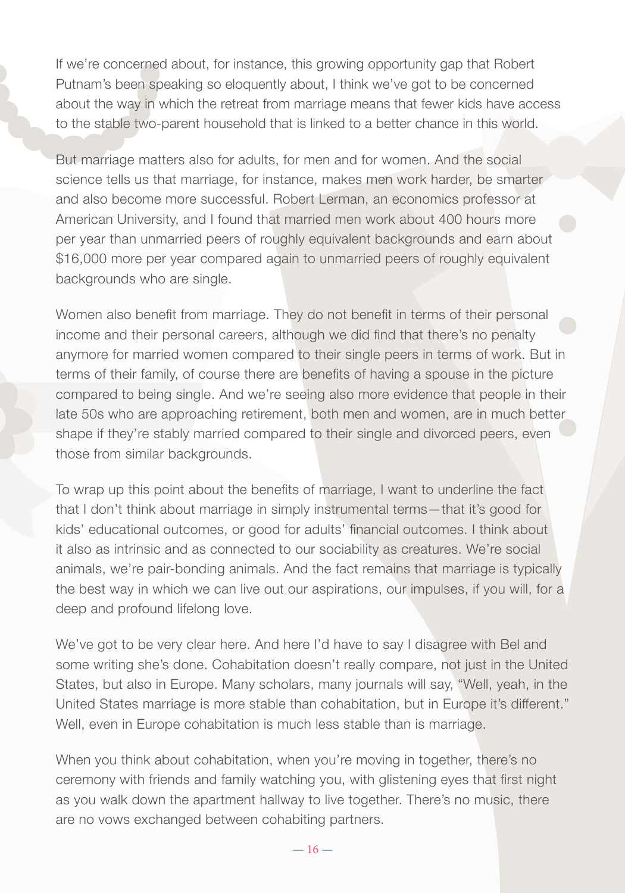If we're concerned about, for instance, this growing opportunity gap that Robert Putnam's been speaking so eloquently about, I think we've got to be concerned about the way in which the retreat from marriage means that fewer kids have access to the stable two-parent household that is linked to a better chance in this world.

But marriage matters also for adults, for men and for women. And the social science tells us that marriage, for instance, makes men work harder, be smarter and also become more successful. Robert Lerman, an economics professor at American University, and I found that married men work about 400 hours more per year than unmarried peers of roughly equivalent backgrounds and earn about $16,000 more per year compared again to unmarried peers of roughly equivalent backgrounds who are single.

Women also benefit from marriage. They do not benefit in terms of their personal income and their personal careers, although we did find that there's no penalty anymore for married women compared to their single peers in terms of work. But in terms of their family, of course there are benefits of having a spouse in the picture compared to being single. And we're seeing also more evidence that people in their late 50s who are approaching retirement, both men and women, are in much better shape if they're stably married compared to their single and divorced peers, even those from similar backgrounds.

To wrap up this point about the benefits of marriage, I want to underline the fact that I don't think about marriage in simply instrumental terms—that it's good for kids' educational outcomes, or good for adults' financial outcomes. I think about it also as intrinsic and as connected to our sociability as creatures. We're social animals, we're pair-bonding animals. And the fact remains that marriage is typically the best way in which we can live out our aspirations, our impulses, if you will, for a deep and profound lifelong love.

We've got to be very clear here. And here I'd have to say I disagree with Bel and some writing she's done. Cohabitation doesn't really compare, not just in the United States, but also in Europe. Many scholars, many journals will say, "Well, yeah, in the United States marriage is more stable than cohabitation, but in Europe it's different." Well, even in Europe cohabitation is much less stable than is marriage.

When you think about cohabitation, when you're moving in together, there's no ceremony with friends and family watching you, with glistening eyes that first night as you walk down the apartment hallway to live together. There's no music, there are no vows exchanged between cohabiting partners.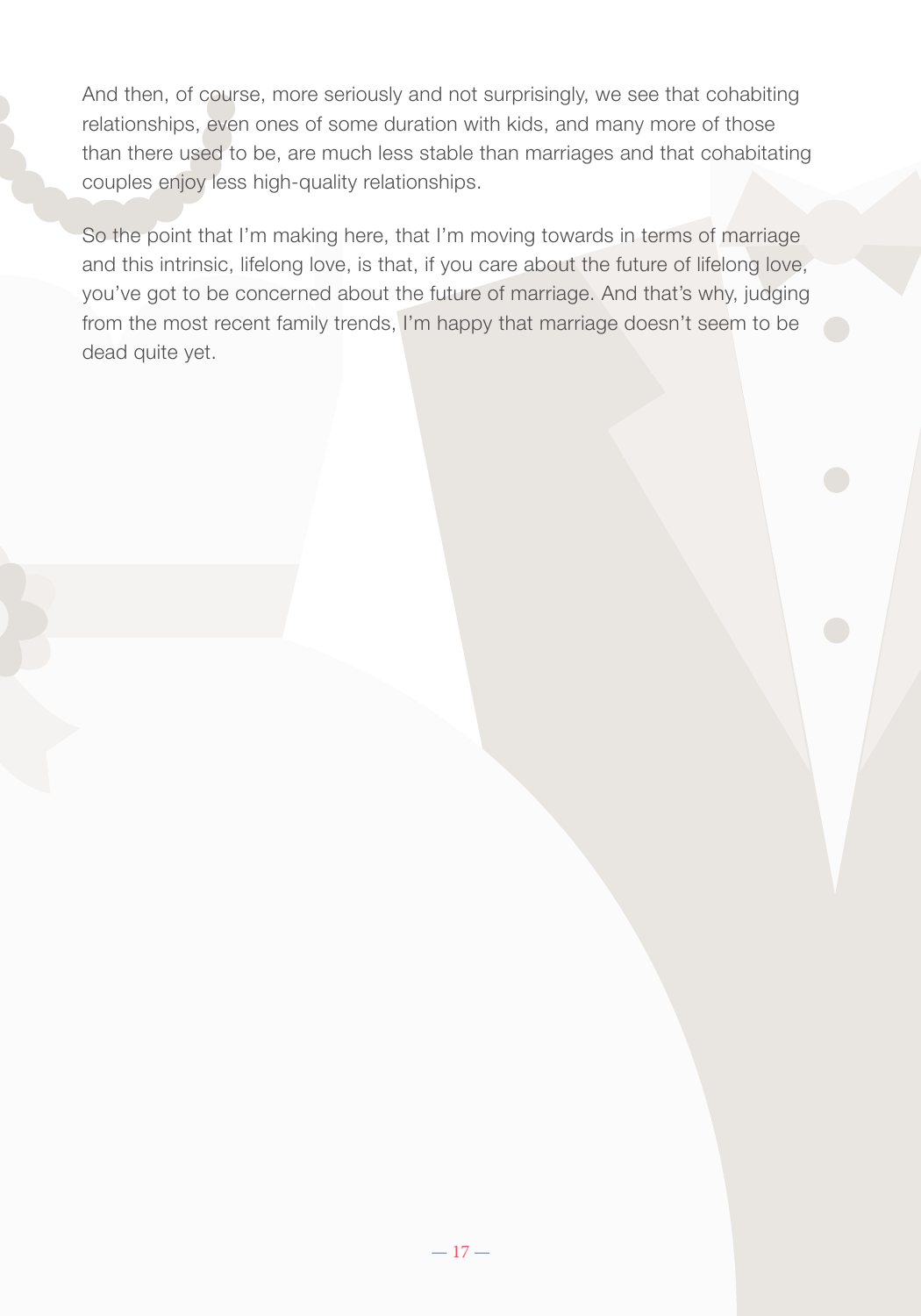And then, of course, more seriously and not surprisingly, we see that cohabiting relationships, even ones of some duration with kids, and many more of those than there used to be, are much less stable than marriages and that cohabitating couples enjoy less high-quality relationships.

So the point that I'm making here, that I'm moving towards in terms of marriage and this intrinsic, lifelong love, is that, if you care about the future of lifelong love, you've got to be concerned about the future of marriage. And that's why, judging from the most recent family trends, I'm happy that marriage doesn't seem to be dead quite yet.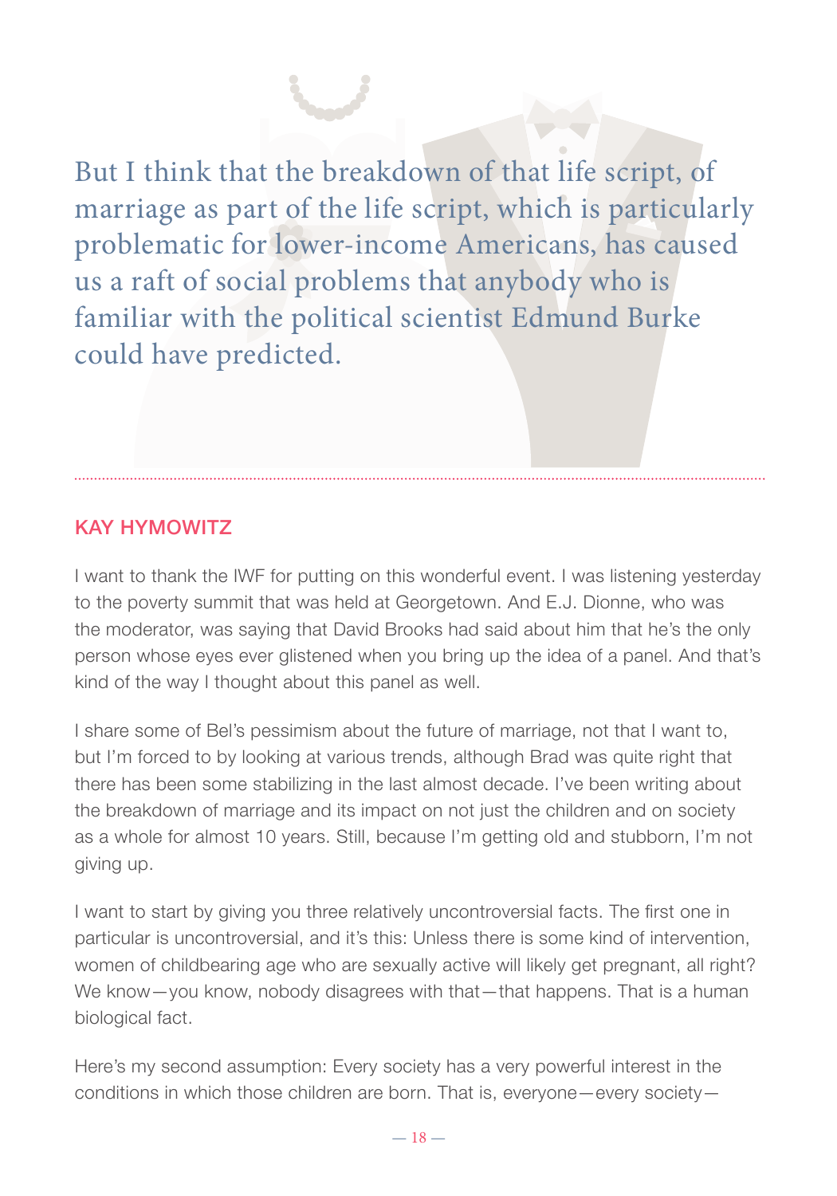> But I think that the breakdown of that life script, of marriage as part of the life script, which is particularly problematic for lower-income Americans, has caused us a raft of social problems that anybody who is familiar with the political scientist Edmund Burke could have predicted.

---

## KAY HYMOWITZ

I want to thank the IWF for putting on this wonderful event. I was listening yesterday to the poverty summit that was held at Georgetown. And E.J. Dionne, who was the moderator, was saying that David Brooks had said about him that he's the only person whose eyes ever glistened when you bring up the idea of a panel. And that's kind of the way I thought about this panel as well.

I share some of Bel's pessimism about the future of marriage, not that I want to, but I'm forced to by looking at various trends, although Brad was quite right that there has been some stabilizing in the last almost decade. I've been writing about the breakdown of marriage and its impact on not just the children and on society as a whole for almost 10 years. Still, because I'm getting old and stubborn, I'm not giving up.

I want to start by giving you three relatively uncontroversial facts. The first one in particular is uncontroversial, and it's this: Unless there is some kind of intervention, women of childbearing age who are sexually active will likely get pregnant, all right? We know—you know, nobody disagrees with that—that happens. That is a human biological fact.

Here's my second assumption: Every society has a very powerful interest in the conditions in which those children are born. That is, everyone—every society—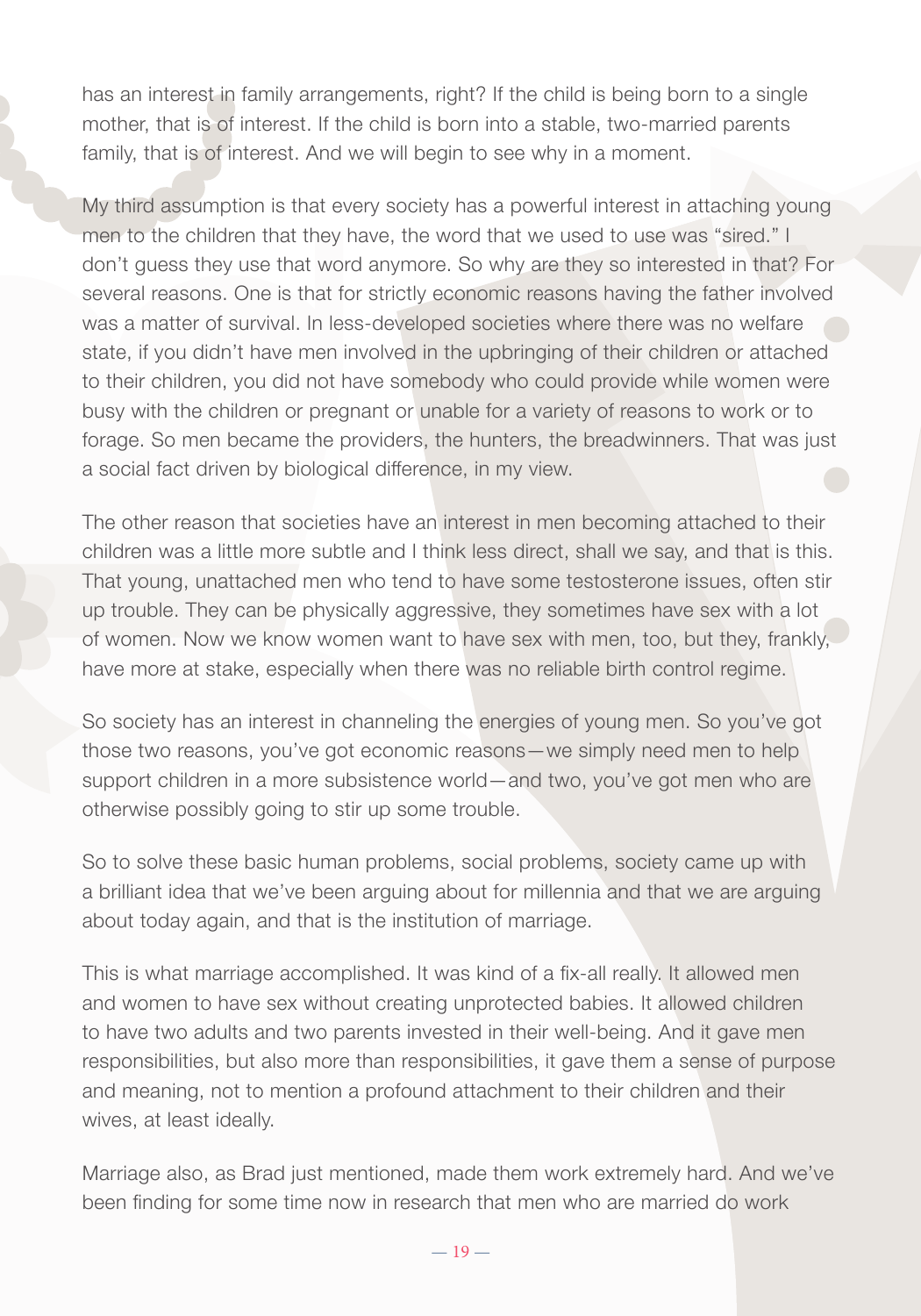has an interest in family arrangements, right? If the child is being born to a single mother, that is of interest. If the child is born into a stable, two-married parents family, that is of interest. And we will begin to see why in a moment.

My third assumption is that every society has a powerful interest in attaching young men to the children that they have, the word that we used to use was "sired." I don't guess they use that word anymore. So why are they so interested in that? For several reasons. One is that for strictly economic reasons having the father involved was a matter of survival. In less-developed societies where there was no welfare state, if you didn't have men involved in the upbringing of their children or attached to their children, you did not have somebody who could provide while women were busy with the children or pregnant or unable for a variety of reasons to work or to forage. So men became the providers, the hunters, the breadwinners. That was just a social fact driven by biological difference, in my view.

The other reason that societies have an interest in men becoming attached to their children was a little more subtle and I think less direct, shall we say, and that is this. That young, unattached men who tend to have some testosterone issues, often stir up trouble. They can be physically aggressive, they sometimes have sex with a lot of women. Now we know women want to have sex with men, too, but they, frankly, have more at stake, especially when there was no reliable birth control regime.

So society has an interest in channeling the energies of young men. So you've got those two reasons, you've got economic reasons—we simply need men to help support children in a more subsistence world—and two, you've got men who are otherwise possibly going to stir up some trouble.

So to solve these basic human problems, social problems, society came up with a brilliant idea that we've been arguing about for millennia and that we are arguing about today again, and that is the institution of marriage.

This is what marriage accomplished. It was kind of a fix-all really. It allowed men and women to have sex without creating unprotected babies. It allowed children to have two adults and two parents invested in their well-being. And it gave men responsibilities, but also more than responsibilities, it gave them a sense of purpose and meaning, not to mention a profound attachment to their children and their wives, at least ideally.

Marriage also, as Brad just mentioned, made them work extremely hard. And we've been finding for some time now in research that men who are married do work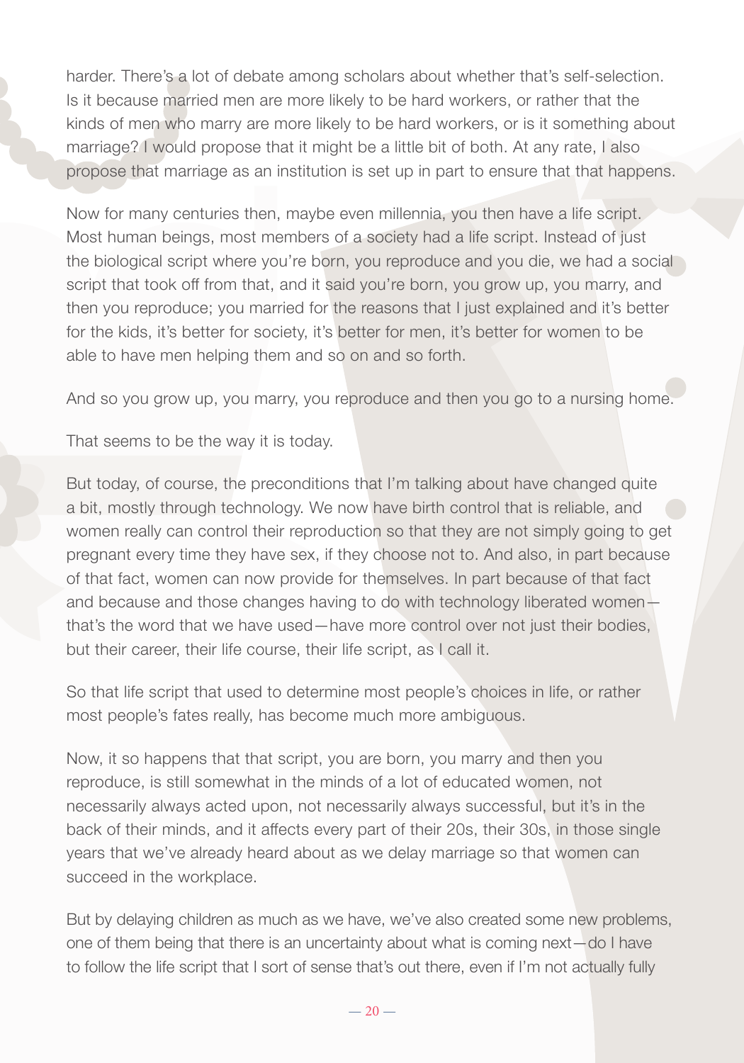harder. There's a lot of debate among scholars about whether that's self-selection. Is it because married men are more likely to be hard workers, or rather that the kinds of men who marry are more likely to be hard workers, or is it something about marriage? I would propose that it might be a little bit of both. At any rate, I also propose that marriage as an institution is set up in part to ensure that that happens.

Now for many centuries then, maybe even millennia, you then have a life script. Most human beings, most members of a society had a life script. Instead of just the biological script where you're born, you reproduce and you die, we had a social script that took off from that, and it said you're born, you grow up, you marry, and then you reproduce; you married for the reasons that I just explained and it's better for the kids, it's better for society, it's better for men, it's better for women to be able to have men helping them and so on and so forth.

And so you grow up, you marry, you reproduce and then you go to a nursing home.

That seems to be the way it is today.

But today, of course, the preconditions that I'm talking about have changed quite a bit, mostly through technology. We now have birth control that is reliable, and women really can control their reproduction so that they are not simply going to get pregnant every time they have sex, if they choose not to. And also, in part because of that fact, women can now provide for themselves. In part because of that fact and because and those changes having to do with technology liberated women—that's the word that we have used—have more control over not just their bodies, but their career, their life course, their life script, as I call it.

So that life script that used to determine most people's choices in life, or rather most people's fates really, has become much more ambiguous.

Now, it so happens that that script, you are born, you marry and then you reproduce, is still somewhat in the minds of a lot of educated women, not necessarily always acted upon, not necessarily always successful, but it's in the back of their minds, and it affects every part of their 20s, their 30s, in those single years that we've already heard about as we delay marriage so that women can succeed in the workplace.

But by delaying children as much as we have, we've also created some new problems, one of them being that there is an uncertainty about what is coming next—do I have to follow the life script that I sort of sense that's out there, even if I'm not actually fully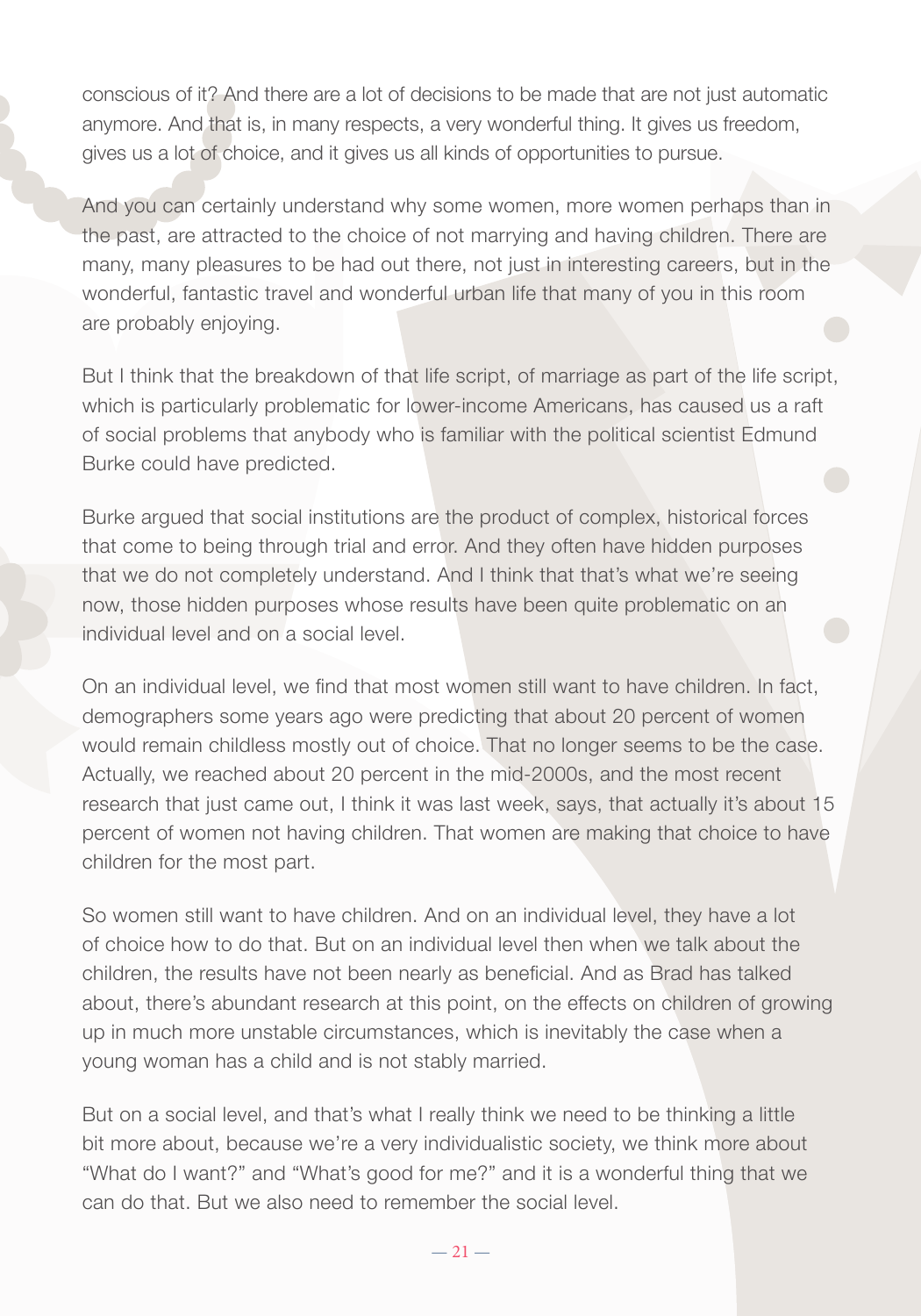conscious of it? And there are a lot of decisions to be made that are not just automatic anymore. And that is, in many respects, a very wonderful thing. It gives us freedom, gives us a lot of choice, and it gives us all kinds of opportunities to pursue.

And you can certainly understand why some women, more women perhaps than in the past, are attracted to the choice of not marrying and having children. There are many, many pleasures to be had out there, not just in interesting careers, but in the wonderful, fantastic travel and wonderful urban life that many of you in this room are probably enjoying.

But I think that the breakdown of that life script, of marriage as part of the life script, which is particularly problematic for lower-income Americans, has caused us a raft of social problems that anybody who is familiar with the political scientist Edmund Burke could have predicted.

Burke argued that social institutions are the product of complex, historical forces that come to being through trial and error. And they often have hidden purposes that we do not completely understand. And I think that that's what we're seeing now, those hidden purposes whose results have been quite problematic on an individual level and on a social level.

On an individual level, we find that most women still want to have children. In fact, demographers some years ago were predicting that about 20 percent of women would remain childless mostly out of choice. That no longer seems to be the case. Actually, we reached about 20 percent in the mid-2000s, and the most recent research that just came out, I think it was last week, says, that actually it's about 15 percent of women not having children. That women are making that choice to have children for the most part.

So women still want to have children. And on an individual level, they have a lot of choice how to do that. But on an individual level then when we talk about the children, the results have not been nearly as beneficial. And as Brad has talked about, there's abundant research at this point, on the effects on children of growing up in much more unstable circumstances, which is inevitably the case when a young woman has a child and is not stably married.

But on a social level, and that's what I really think we need to be thinking a little bit more about, because we're a very individualistic society, we think more about "What do I want?" and "What's good for me?" and it is a wonderful thing that we can do that. But we also need to remember the social level.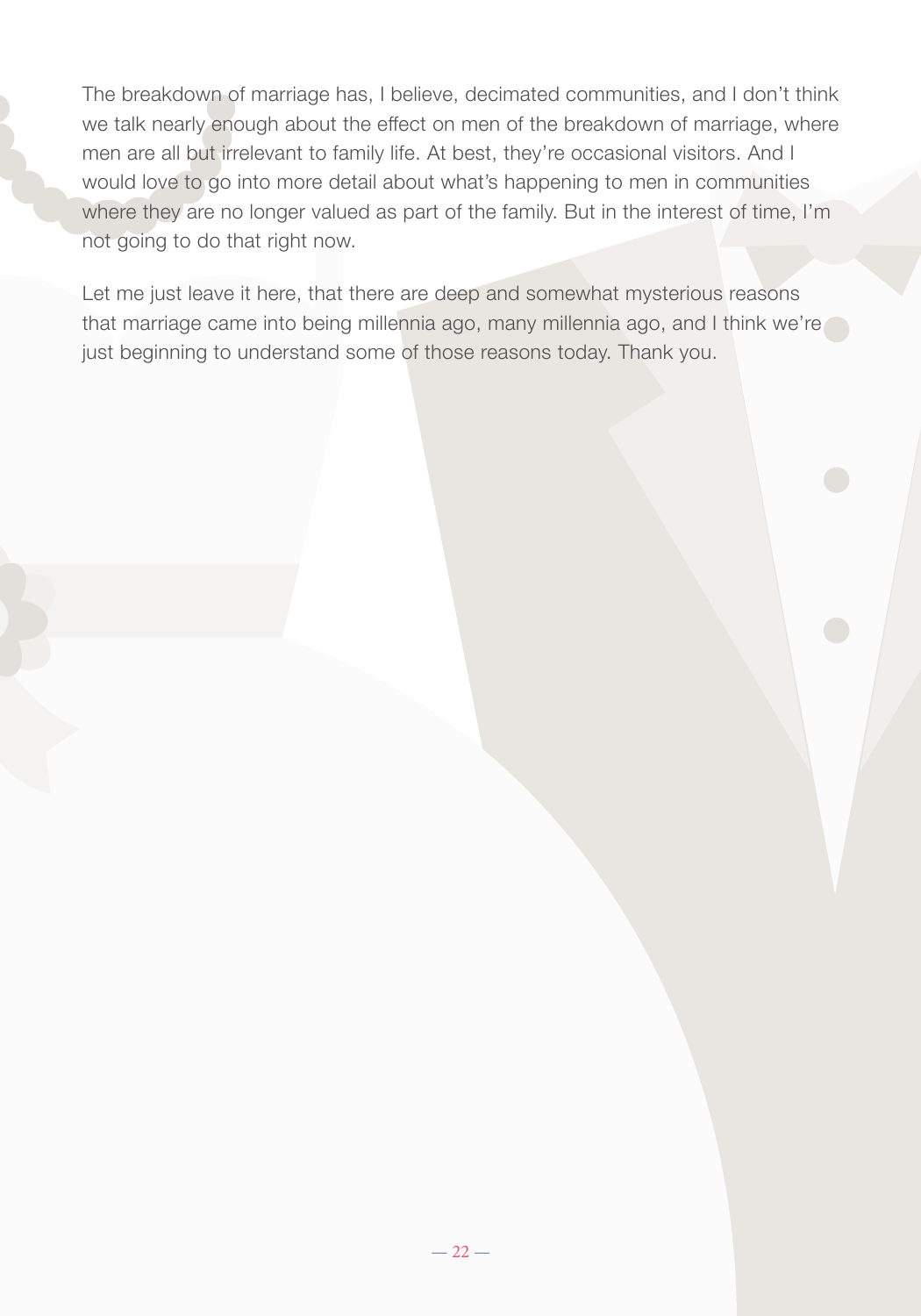The breakdown of marriage has, I believe, decimated communities, and I don't think we talk nearly enough about the effect on men of the breakdown of marriage, where men are all but irrelevant to family life. At best, they're occasional visitors. And I would love to go into more detail about what's happening to men in communities where they are no longer valued as part of the family. But in the interest of time, I'm not going to do that right now.

Let me just leave it here, that there are deep and somewhat mysterious reasons that marriage came into being millennia ago, many millennia ago, and I think we're just beginning to understand some of those reasons today. Thank you.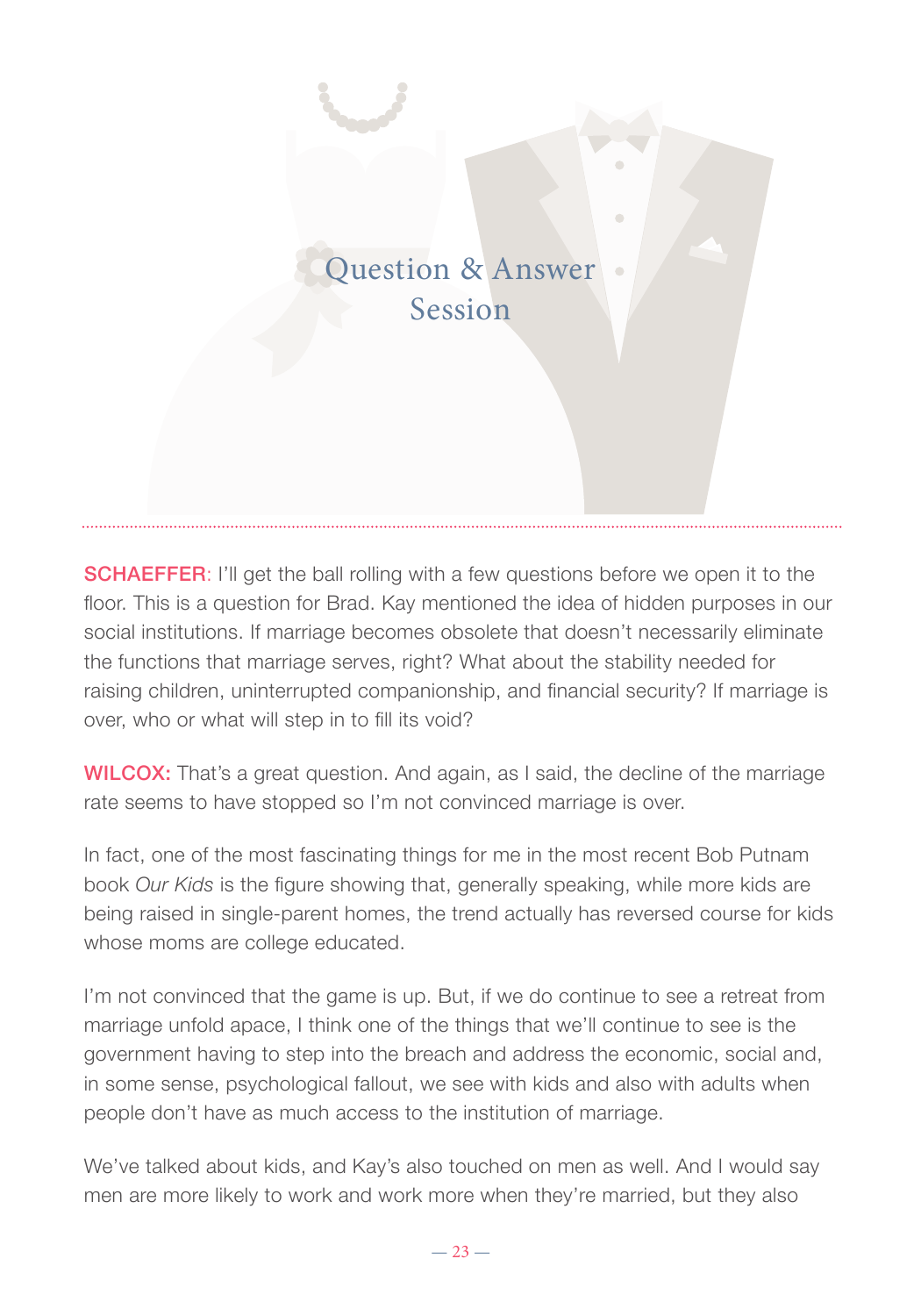# Question & Answer Session

**SCHAEFFER:** I'll get the ball rolling with a few questions before we open it to the floor. This is a question for Brad. Kay mentioned the idea of hidden purposes in our social institutions. If marriage becomes obsolete that doesn't necessarily eliminate the functions that marriage serves, right? What about the stability needed for raising children, uninterrupted companionship, and financial security? If marriage is over, who or what will step in to fill its void?

**WILCOX:** That's a great question. And again, as I said, the decline of the marriage rate seems to have stopped so I'm not convinced marriage is over.

In fact, one of the most fascinating things for me in the most recent Bob Putnam book *Our Kids* is the figure showing that, generally speaking, while more kids are being raised in single-parent homes, the trend actually has reversed course for kids whose moms are college educated.

I'm not convinced that the game is up. But, if we do continue to see a retreat from marriage unfold apace, I think one of the things that we'll continue to see is the government having to step into the breach and address the economic, social and, in some sense, psychological fallout, we see with kids and also with adults when people don't have as much access to the institution of marriage.

We've talked about kids, and Kay's also touched on men as well. And I would say men are more likely to work and work more when they're married, but they also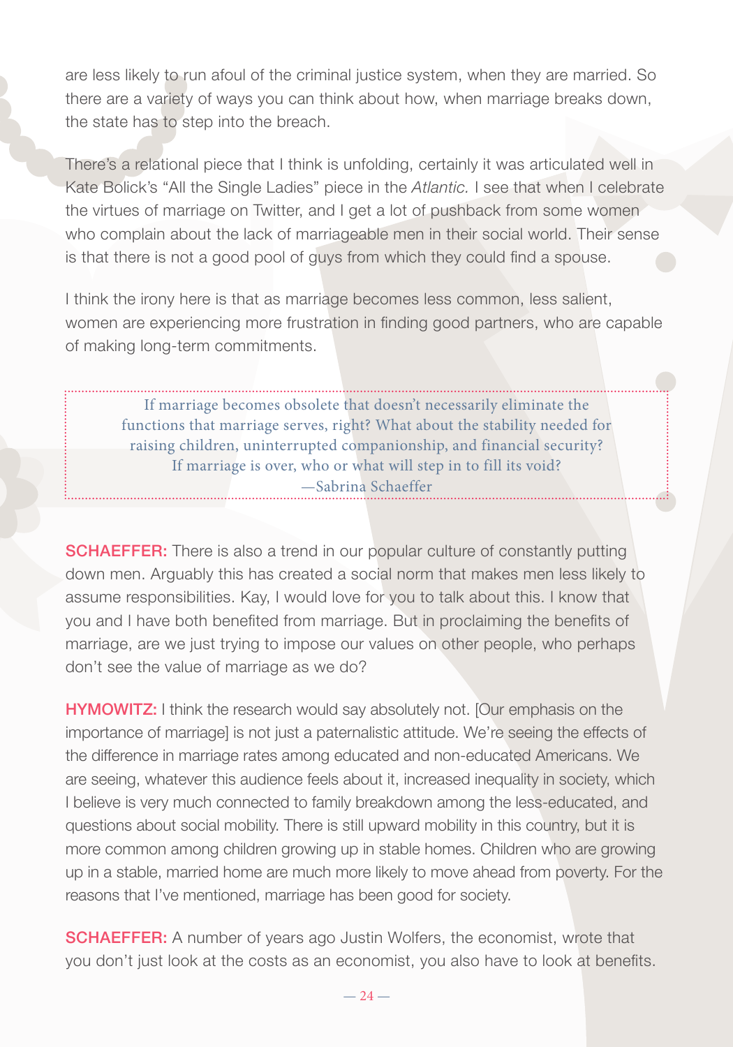are less likely to run afoul of the criminal justice system, when they are married. So there are a variety of ways you can think about how, when marriage breaks down, the state has to step into the breach.

There's a relational piece that I think is unfolding, certainly it was articulated well in Kate Bolick's "All the Single Ladies" piece in the *Atlantic.* I see that when I celebrate the virtues of marriage on Twitter, and I get a lot of pushback from some women who complain about the lack of marriageable men in their social world. Their sense is that there is not a good pool of guys from which they could find a spouse.

I think the irony here is that as marriage becomes less common, less salient, women are experiencing more frustration in finding good partners, who are capable of making long-term commitments.

> If marriage becomes obsolete that doesn't necessarily eliminate the functions that marriage serves, right? What about the stability needed for raising children, uninterrupted companionship, and financial security? If marriage is over, who or what will step in to fill its void?
> —Sabrina Schaeffer

**SCHAEFFER:** There is also a trend in our popular culture of constantly putting down men. Arguably this has created a social norm that makes men less likely to assume responsibilities. Kay, I would love for you to talk about this. I know that you and I have both benefited from marriage. But in proclaiming the benefits of marriage, are we just trying to impose our values on other people, who perhaps don't see the value of marriage as we do?

**HYMOWITZ:** I think the research would say absolutely not. [Our emphasis on the importance of marriage] is not just a paternalistic attitude. We're seeing the effects of the difference in marriage rates among educated and non-educated Americans. We are seeing, whatever this audience feels about it, increased inequality in society, which I believe is very much connected to family breakdown among the less-educated, and questions about social mobility. There is still upward mobility in this country, but it is more common among children growing up in stable homes. Children who are growing up in a stable, married home are much more likely to move ahead from poverty. For the reasons that I've mentioned, marriage has been good for society.

**SCHAEFFER:** A number of years ago Justin Wolfers, the economist, wrote that you don't just look at the costs as an economist, you also have to look at benefits.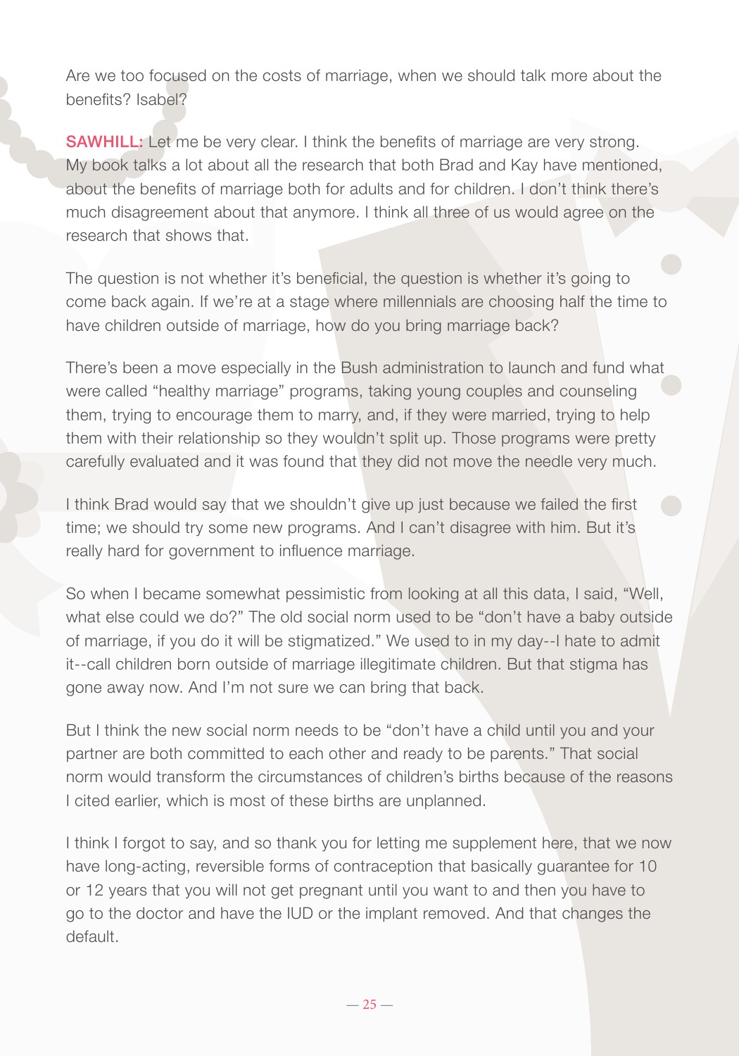Are we too focused on the costs of marriage, when we should talk more about the benefits? Isabel?

**SAWHILL:** Let me be very clear. I think the benefits of marriage are very strong. My book talks a lot about all the research that both Brad and Kay have mentioned, about the benefits of marriage both for adults and for children. I don't think there's much disagreement about that anymore. I think all three of us would agree on the research that shows that.

The question is not whether it's beneficial, the question is whether it's going to come back again. If we're at a stage where millennials are choosing half the time to have children outside of marriage, how do you bring marriage back?

There's been a move especially in the Bush administration to launch and fund what were called "healthy marriage" programs, taking young couples and counseling them, trying to encourage them to marry, and, if they were married, trying to help them with their relationship so they wouldn't split up. Those programs were pretty carefully evaluated and it was found that they did not move the needle very much.

I think Brad would say that we shouldn't give up just because we failed the first time; we should try some new programs. And I can't disagree with him. But it's really hard for government to influence marriage.

So when I became somewhat pessimistic from looking at all this data, I said, "Well, what else could we do?" The old social norm used to be "don't have a baby outside of marriage, if you do it will be stigmatized." We used to in my day--I hate to admit it--call children born outside of marriage illegitimate children. But that stigma has gone away now. And I'm not sure we can bring that back.

But I think the new social norm needs to be "don't have a child until you and your partner are both committed to each other and ready to be parents." That social norm would transform the circumstances of children's births because of the reasons I cited earlier, which is most of these births are unplanned.

I think I forgot to say, and so thank you for letting me supplement here, that we now have long-acting, reversible forms of contraception that basically guarantee for 10 or 12 years that you will not get pregnant until you want to and then you have to go to the doctor and have the IUD or the implant removed. And that changes the default.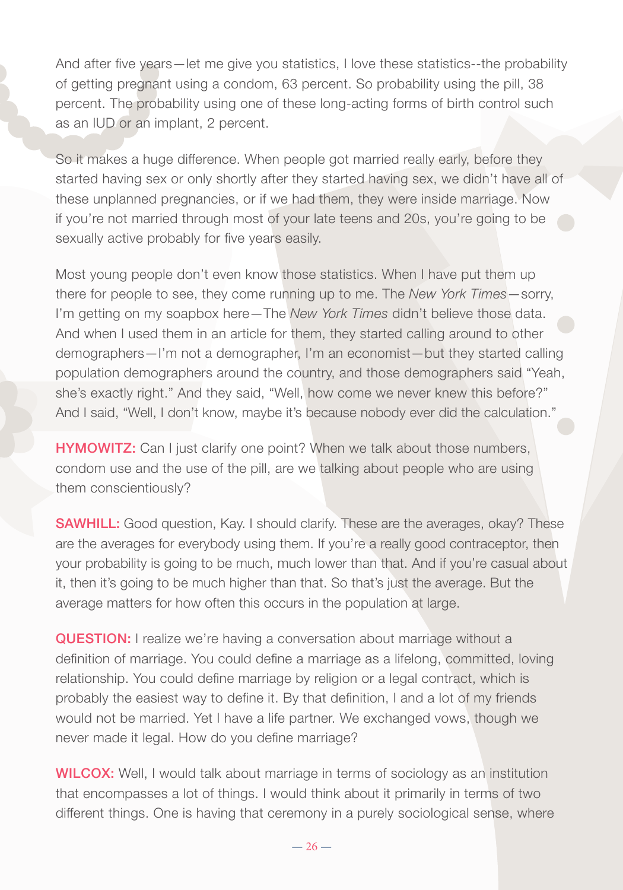And after five years—let me give you statistics, I love these statistics--the probability of getting pregnant using a condom, 63 percent. So probability using the pill, 38 percent. The probability using one of these long-acting forms of birth control such as an IUD or an implant, 2 percent.

So it makes a huge difference. When people got married really early, before they started having sex or only shortly after they started having sex, we didn't have all of these unplanned pregnancies, or if we had them, they were inside marriage. Now if you're not married through most of your late teens and 20s, you're going to be sexually active probably for five years easily.

Most young people don't even know those statistics. When I have put them up there for people to see, they come running up to me. The *New York Times*—sorry, I'm getting on my soapbox here—The *New York Times* didn't believe those data. And when I used them in an article for them, they started calling around to other demographers—I'm not a demographer, I'm an economist—but they started calling population demographers around the country, and those demographers said "Yeah, she's exactly right." And they said, "Well, how come we never knew this before?" And I said, "Well, I don't know, maybe it's because nobody ever did the calculation."

**HYMOWITZ:** Can I just clarify one point? When we talk about those numbers, condom use and the use of the pill, are we talking about people who are using them conscientiously?

**SAWHILL:** Good question, Kay. I should clarify. These are the averages, okay? These are the averages for everybody using them. If you're a really good contraceptor, then your probability is going to be much, much lower than that. And if you're casual about it, then it's going to be much higher than that. So that's just the average. But the average matters for how often this occurs in the population at large.

**QUESTION:** I realize we're having a conversation about marriage without a definition of marriage. You could define a marriage as a lifelong, committed, loving relationship. You could define marriage by religion or a legal contract, which is probably the easiest way to define it. By that definition, I and a lot of my friends would not be married. Yet I have a life partner. We exchanged vows, though we never made it legal. How do you define marriage?

**WILCOX:** Well, I would talk about marriage in terms of sociology as an institution that encompasses a lot of things. I would think about it primarily in terms of two different things. One is having that ceremony in a purely sociological sense, where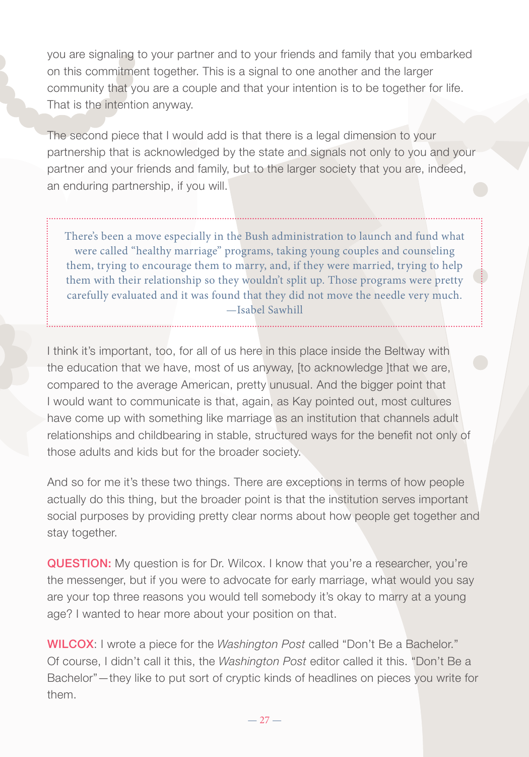you are signaling to your partner and to your friends and family that you embarked on this commitment together. This is a signal to one another and the larger community that you are a couple and that your intention is to be together for life. That is the intention anyway.

The second piece that I would add is that there is a legal dimension to your partnership that is acknowledged by the state and signals not only to you and your partner and your friends and family, but to the larger society that you are, indeed, an enduring partnership, if you will.

> There's been a move especially in the Bush administration to launch and fund what were called "healthy marriage" programs, taking young couples and counseling them, trying to encourage them to marry, and, if they were married, trying to help them with their relationship so they wouldn't split up. Those programs were pretty carefully evaluated and it was found that they did not move the needle very much.
> —Isabel Sawhill

I think it's important, too, for all of us here in this place inside the Beltway with the education that we have, most of us anyway, [to acknowledge ]that we are, compared to the average American, pretty unusual. And the bigger point that I would want to communicate is that, again, as Kay pointed out, most cultures have come up with something like marriage as an institution that channels adult relationships and childbearing in stable, structured ways for the benefit not only of those adults and kids but for the broader society.

And so for me it's these two things. There are exceptions in terms of how people actually do this thing, but the broader point is that the institution serves important social purposes by providing pretty clear norms about how people get together and stay together.

**QUESTION:** My question is for Dr. Wilcox. I know that you're a researcher, you're the messenger, but if you were to advocate for early marriage, what would you say are your top three reasons you would tell somebody it's okay to marry at a young age? I wanted to hear more about your position on that.

**WILCOX**: I wrote a piece for the *Washington Post* called "Don't Be a Bachelor." Of course, I didn't call it this, the *Washington Post* editor called it this. "Don't Be a Bachelor"—they like to put sort of cryptic kinds of headlines on pieces you write for them.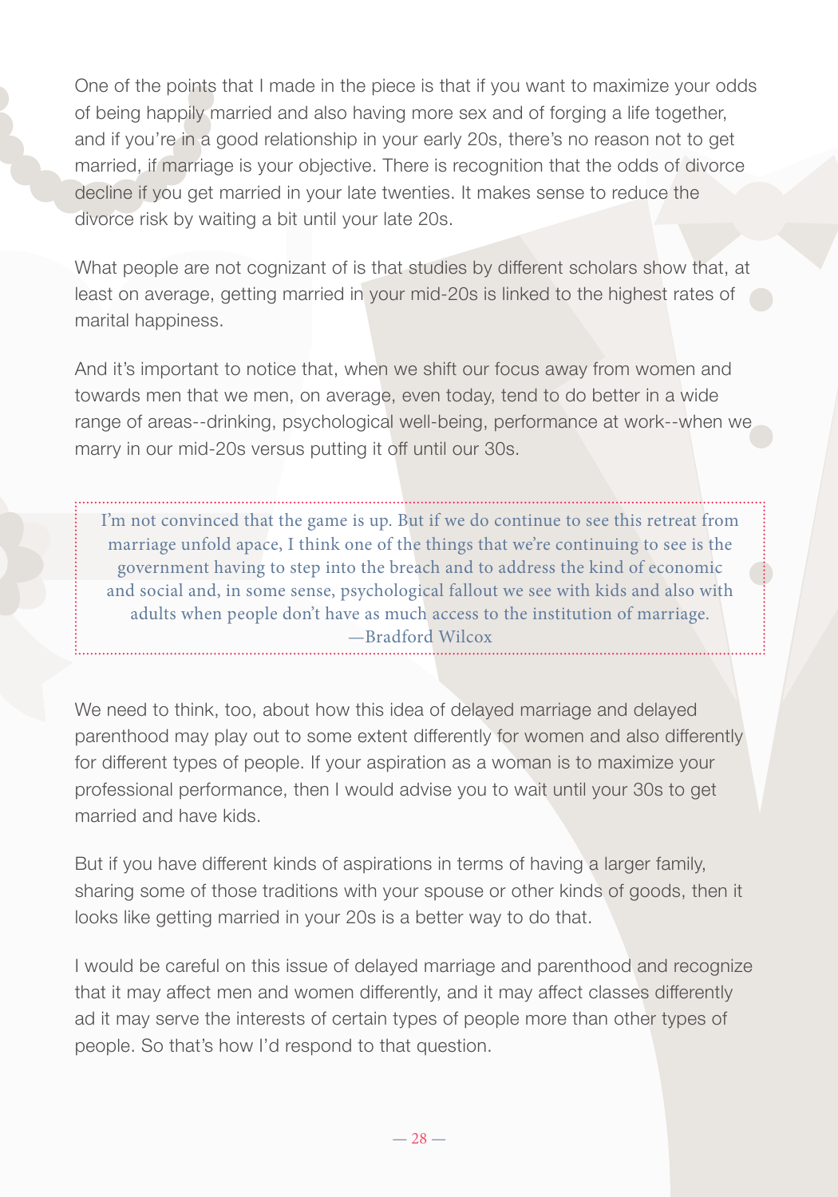One of the points that I made in the piece is that if you want to maximize your odds of being happily married and also having more sex and of forging a life together, and if you're in a good relationship in your early 20s, there's no reason not to get married, if marriage is your objective. There is recognition that the odds of divorce decline if you get married in your late twenties. It makes sense to reduce the divorce risk by waiting a bit until your late 20s.

What people are not cognizant of is that studies by different scholars show that, at least on average, getting married in your mid-20s is linked to the highest rates of marital happiness.

And it's important to notice that, when we shift our focus away from women and towards men that we men, on average, even today, tend to do better in a wide range of areas--drinking, psychological well-being, performance at work--when we marry in our mid-20s versus putting it off until our 30s.

> I'm not convinced that the game is up. But if we do continue to see this retreat from marriage unfold apace, I think one of the things that we're continuing to see is the government having to step into the breach and to address the kind of economic and social and, in some sense, psychological fallout we see with kids and also with adults when people don't have as much access to the institution of marriage.
> —Bradford Wilcox

We need to think, too, about how this idea of delayed marriage and delayed parenthood may play out to some extent differently for women and also differently for different types of people. If your aspiration as a woman is to maximize your professional performance, then I would advise you to wait until your 30s to get married and have kids.

But if you have different kinds of aspirations in terms of having a larger family, sharing some of those traditions with your spouse or other kinds of goods, then it looks like getting married in your 20s is a better way to do that.

I would be careful on this issue of delayed marriage and parenthood and recognize that it may affect men and women differently, and it may affect classes differently ad it may serve the interests of certain types of people more than other types of people. So that's how I'd respond to that question.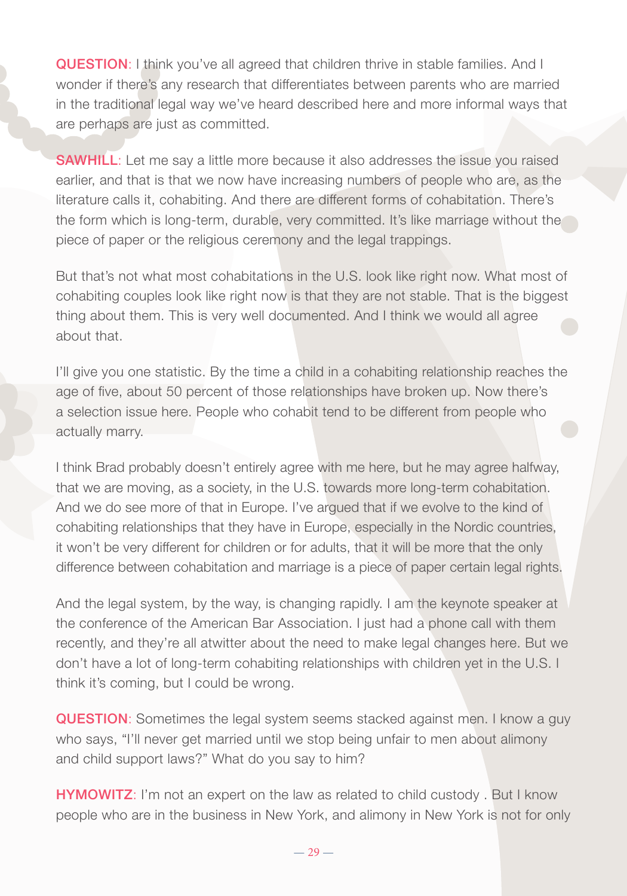**QUESTION**: I think you've all agreed that children thrive in stable families. And I wonder if there's any research that differentiates between parents who are married in the traditional legal way we've heard described here and more informal ways that are perhaps are just as committed.

**SAWHILL**: Let me say a little more because it also addresses the issue you raised earlier, and that is that we now have increasing numbers of people who are, as the literature calls it, cohabiting. And there are different forms of cohabitation. There's the form which is long-term, durable, very committed. It's like marriage without the piece of paper or the religious ceremony and the legal trappings.

But that's not what most cohabitations in the U.S. look like right now. What most of cohabiting couples look like right now is that they are not stable. That is the biggest thing about them. This is very well documented. And I think we would all agree about that.

I'll give you one statistic. By the time a child in a cohabiting relationship reaches the age of five, about 50 percent of those relationships have broken up. Now there's a selection issue here. People who cohabit tend to be different from people who actually marry.

I think Brad probably doesn't entirely agree with me here, but he may agree halfway, that we are moving, as a society, in the U.S. towards more long-term cohabitation. And we do see more of that in Europe. I've argued that if we evolve to the kind of cohabiting relationships that they have in Europe, especially in the Nordic countries, it won't be very different for children or for adults, that it will be more that the only difference between cohabitation and marriage is a piece of paper certain legal rights.

And the legal system, by the way, is changing rapidly. I am the keynote speaker at the conference of the American Bar Association. I just had a phone call with them recently, and they're all atwitter about the need to make legal changes here. But we don't have a lot of long-term cohabiting relationships with children yet in the U.S. I think it's coming, but I could be wrong.

**QUESTION**: Sometimes the legal system seems stacked against men. I know a guy who says, "I'll never get married until we stop being unfair to men about alimony and child support laws?" What do you say to him?

**HYMOWITZ**: I'm not an expert on the law as related to child custody . But I know people who are in the business in New York, and alimony in New York is not for only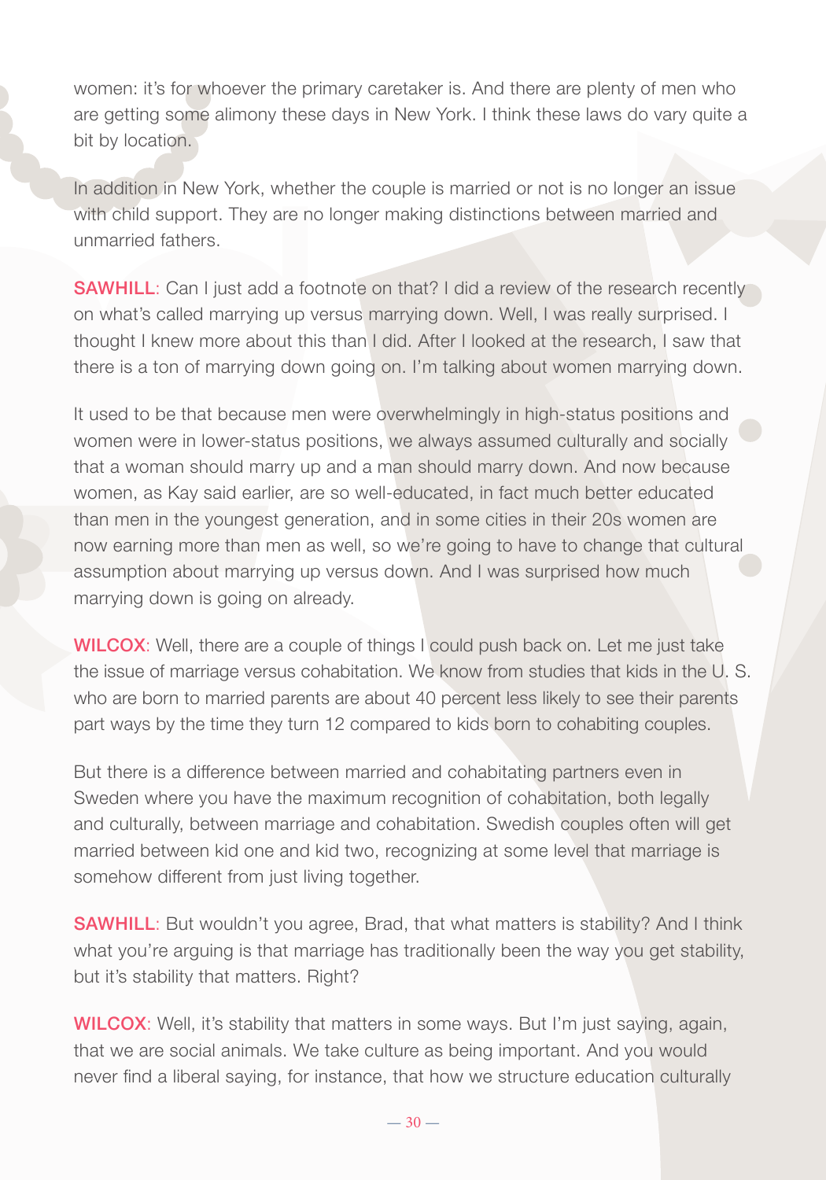women: it's for whoever the primary caretaker is. And there are plenty of men who are getting some alimony these days in New York. I think these laws do vary quite a bit by location.

In addition in New York, whether the couple is married or not is no longer an issue with child support. They are no longer making distinctions between married and unmarried fathers.

**SAWHILL**: Can I just add a footnote on that? I did a review of the research recently on what's called marrying up versus marrying down. Well, I was really surprised. I thought I knew more about this than I did. After I looked at the research, I saw that there is a ton of marrying down going on. I'm talking about women marrying down.

It used to be that because men were overwhelmingly in high-status positions and women were in lower-status positions, we always assumed culturally and socially that a woman should marry up and a man should marry down. And now because women, as Kay said earlier, are so well-educated, in fact much better educated than men in the youngest generation, and in some cities in their 20s women are now earning more than men as well, so we're going to have to change that cultural assumption about marrying up versus down. And I was surprised how much marrying down is going on already.

**WILCOX**: Well, there are a couple of things I could push back on. Let me just take the issue of marriage versus cohabitation. We know from studies that kids in the U. S. who are born to married parents are about 40 percent less likely to see their parents part ways by the time they turn 12 compared to kids born to cohabiting couples.

But there is a difference between married and cohabitating partners even in Sweden where you have the maximum recognition of cohabitation, both legally and culturally, between marriage and cohabitation. Swedish couples often will get married between kid one and kid two, recognizing at some level that marriage is somehow different from just living together.

**SAWHILL**: But wouldn't you agree, Brad, that what matters is stability? And I think what you're arguing is that marriage has traditionally been the way you get stability, but it's stability that matters. Right?

**WILCOX**: Well, it's stability that matters in some ways. But I'm just saying, again, that we are social animals. We take culture as being important. And you would never find a liberal saying, for instance, that how we structure education culturally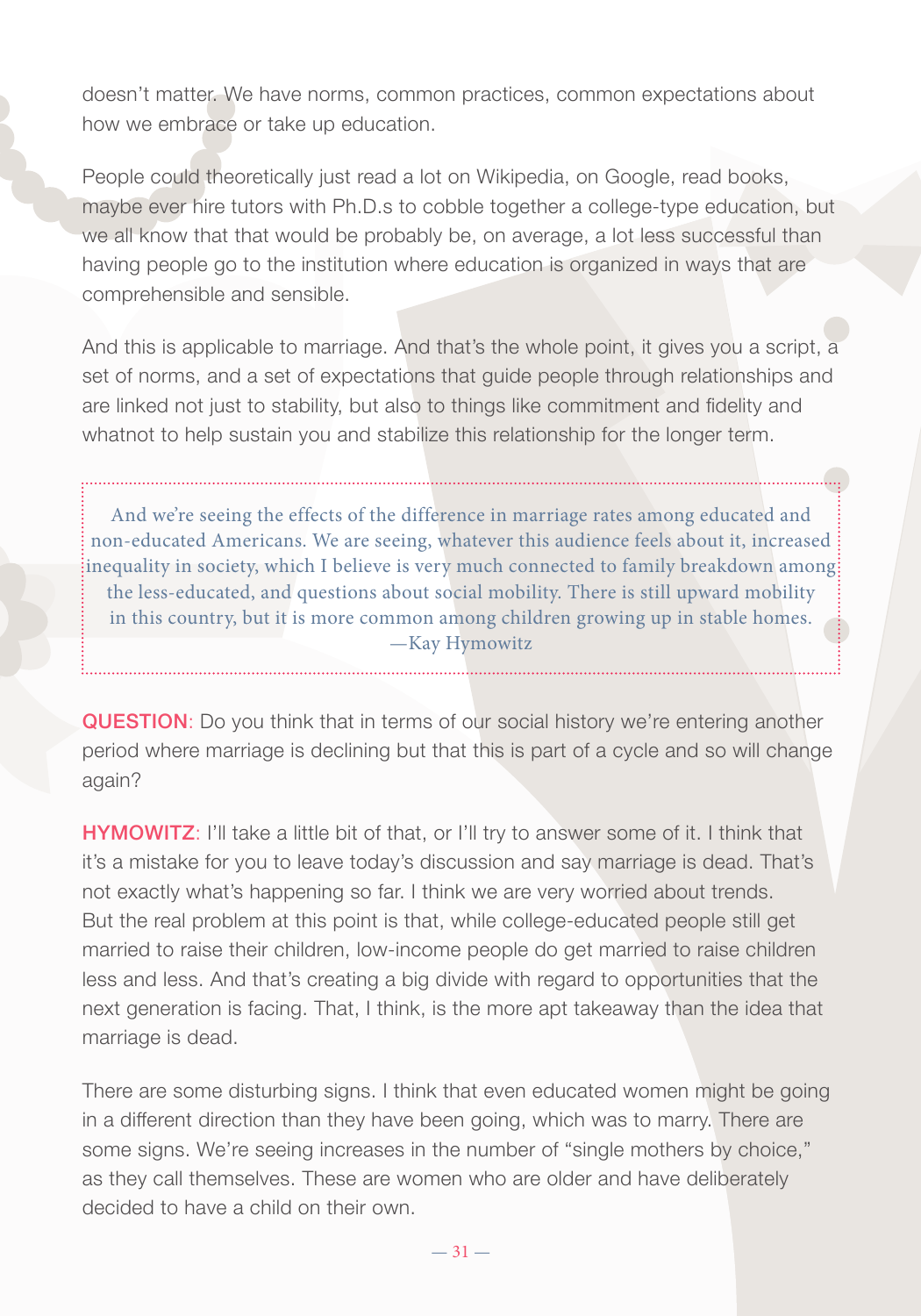doesn't matter. We have norms, common practices, common expectations about how we embrace or take up education.

People could theoretically just read a lot on Wikipedia, on Google, read books, maybe ever hire tutors with Ph.D.s to cobble together a college-type education, but we all know that that would be probably be, on average, a lot less successful than having people go to the institution where education is organized in ways that are comprehensible and sensible.

And this is applicable to marriage. And that's the whole point, it gives you a script, a set of norms, and a set of expectations that guide people through relationships and are linked not just to stability, but also to things like commitment and fidelity and whatnot to help sustain you and stabilize this relationship for the longer term.

> And we're seeing the effects of the difference in marriage rates among educated and non-educated Americans. We are seeing, whatever this audience feels about it, increased inequality in society, which I believe is very much connected to family breakdown among the less-educated, and questions about social mobility. There is still upward mobility in this country, but it is more common among children growing up in stable homes.
> —Kay Hymowitz

**QUESTION**: Do you think that in terms of our social history we're entering another period where marriage is declining but that this is part of a cycle and so will change again?

**HYMOWITZ**: I'll take a little bit of that, or I'll try to answer some of it. I think that it's a mistake for you to leave today's discussion and say marriage is dead. That's not exactly what's happening so far. I think we are very worried about trends. But the real problem at this point is that, while college-educated people still get married to raise their children, low-income people do get married to raise children less and less. And that's creating a big divide with regard to opportunities that the next generation is facing. That, I think, is the more apt takeaway than the idea that marriage is dead.

There are some disturbing signs. I think that even educated women might be going in a different direction than they have been going, which was to marry. There are some signs. We're seeing increases in the number of "single mothers by choice," as they call themselves. These are women who are older and have deliberately decided to have a child on their own.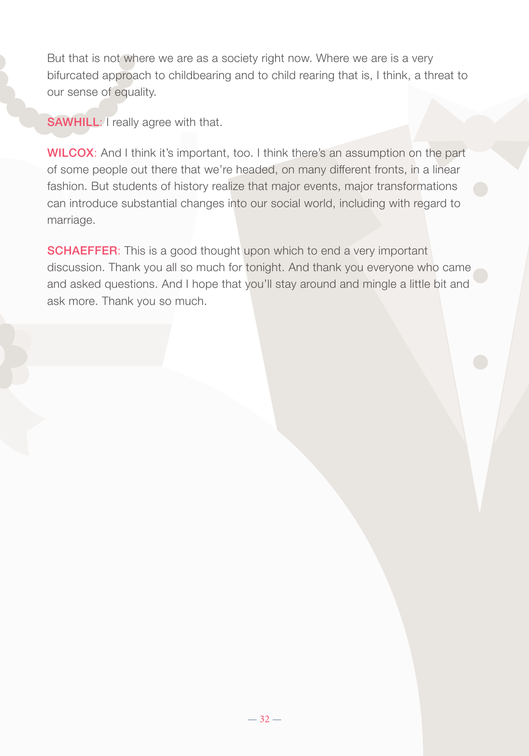But that is not where we are as a society right now. Where we are is a very bifurcated approach to childbearing and to child rearing that is, I think, a threat to our sense of equality.

**SAWHILL**: I really agree with that.

**WILCOX**: And I think it's important, too. I think there's an assumption on the part of some people out there that we're headed, on many different fronts, in a linear fashion. But students of history realize that major events, major transformations can introduce substantial changes into our social world, including with regard to marriage.

**SCHAEFFER**: This is a good thought upon which to end a very important discussion. Thank you all so much for tonight. And thank you everyone who came and asked questions. And I hope that you'll stay around and mingle a little bit and ask more. Thank you so much.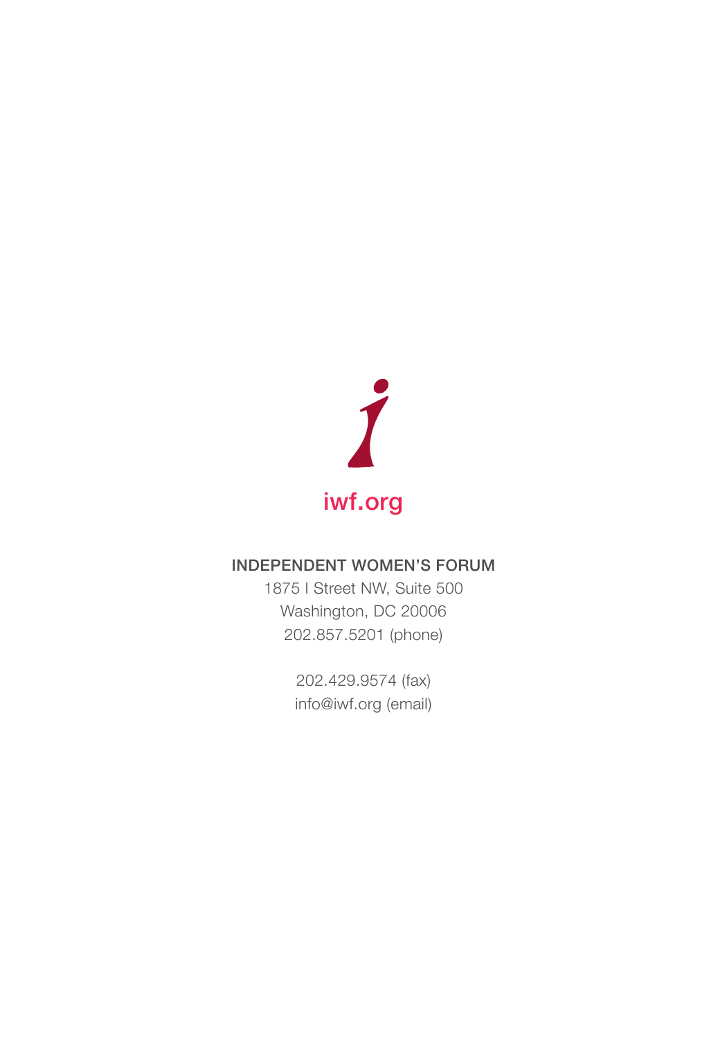iwf.org

INDEPENDENT WOMEN'S FORUM

1875 I Street NW, Suite 500
Washington, DC 20006
202.857.5201 (phone)

202.429.9574 (fax)
info@iwf.org (email)